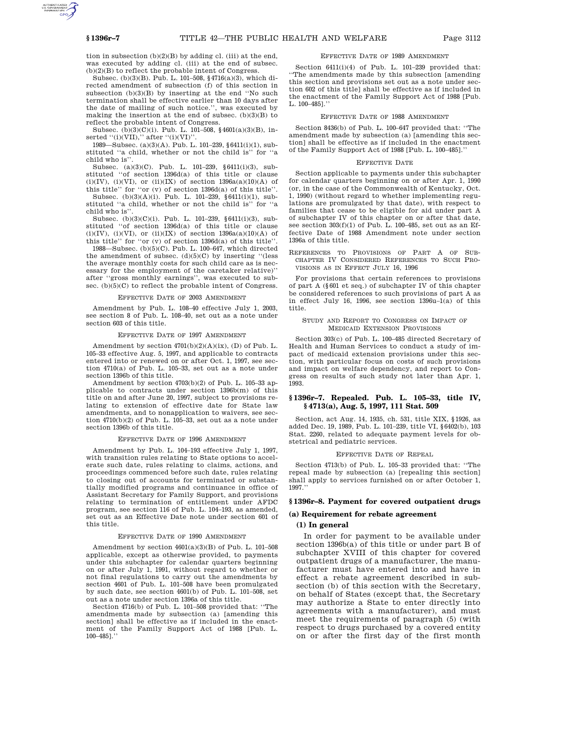tion in subsection (b)(2)(B) by adding cl. (iii) at the end, was executed by adding cl. (iii) at the end of subsec. (b)(2)(B) to reflect the probable intent of Congress.

Subsec. (b)(3)(B). Pub. L. 101–508, §4716(a)(3), which directed amendment of subsection (f) of this section in subsection (b)(3)(B) by inserting at the end "No such termination shall be effective earlier than 10 days after the date of mailing of such notice.", was executed by making the insertion at the end of subsec. (b)(3)(B) to reflect the probable intent of Congress.

Subsec. (b)(3)(C)(i). Pub. L. 101–508, §4601(a)(3)(B), inserted "(i)(VII)," after "(i)(VI)".

1989—Subsec. (a)(3)(A). Pub. L. 101–239, §6411(i)(1), substituted "a child, whether or not the child is" for "a child who is".

Subsec. (a)(3)(C). Pub. L. 101–239, §6411(i)(3), substituted "of section 1396d(a) of this title or clause (i)(IV), (i)(VI), or (ii)(IX) of section 1396a(a)(10)(A) of this title" for "or (v) of section 1396d(a) of this title".

Subsec. (b)(3)(A)(i). Pub. L. 101–239, §6411(i)(1), substituted "a child, whether or not the child is" for "a child who is".

Subsec. (b)(3)(C)(i). Pub. L. 101–239, §6411(i)(3), substituted "of section 1396d(a) of this title or clause (i)(IV), (i)(VI), or (ii)(IX) of section 1396a(a)(10)(A) of this title" for "or (v) of section 1396d(a) of this title".

1988—Subsec. (b)(5)(C). Pub. L. 100–647, which directed the amendment of subsec. (d)(5)(C) by inserting "(less the average monthly costs for such child care as is necessary for the employment of the caretaker relative)" after "gross monthly earnings", was executed to subsec. (b)(5)(C) to reflect the probable intent of Congress.

EFFECTIVE DATE OF 2003 AMENDMENT

Amendment by Pub. L. 108–40 effective July 1, 2003, see section 8 of Pub. L. 108–40, set out as a note under section 603 of this title.

EFFECTIVE DATE OF 1997 AMENDMENT

Amendment by section 4701(b)(2)(A)(ix), (D) of Pub. L. 105–33 effective Aug. 5, 1997, and applicable to contracts entered into or renewed on or after Oct. 1, 1997, see section 4710(a) of Pub. L. 105–33, set out as a note under section 1396b of this title.

Amendment by section 4703(b)(2) of Pub. L. 105–33 applicable to contracts under section 1396b(m) of this title on and after June 20, 1997, subject to provisions relating to extension of effective date for State law amendments, and to nonapplication to waivers, see section 4710(b)(2) of Pub. L. 105–33, set out as a note under section 1396b of this title.

EFFECTIVE DATE OF 1996 AMENDMENT

Amendment by Pub. L. 104–193 effective July 1, 1997, with transition rules relating to State options to accelerate such date, rules relating to claims, actions, and proceedings commenced before such date, rules relating to closing out of accounts for terminated or substantially modified programs and continuance in office of Assistant Secretary for Family Support, and provisions relating to termination of entitlement under AFDC program, see section 116 of Pub. L. 104–193, as amended, set out as an Effective Date note under section 601 of this title.

EFFECTIVE DATE OF 1990 AMENDMENT

Amendment by section 4601(a)(3)(B) of Pub. L. 101–508 applicable, except as otherwise provided, to payments under this subchapter for calendar quarters beginning on or after July 1, 1991, without regard to whether or not final regulations to carry out the amendments by section 4601 of Pub. L. 101–508 have been promulgated by such date, see section 4601(b) of Pub. L. 101–508, set out as a note under section 1396a of this title.

Section 4716(b) of Pub. L. 101–508 provided that: "The amendments made by subsection (a) [amending this section] shall be effective as if included in the enactment of the Family Support Act of 1988 [Pub. L. 100–485]."

EFFECTIVE DATE OF 1989 AMENDMENT

Section 6411(i)(4) of Pub. L. 101–239 provided that: "The amendments made by this subsection [amending this section and provisions set out as a note under section 602 of this title] shall be effective as if included in the enactment of the Family Support Act of 1988 [Pub. L. 100–485]."

EFFECTIVE DATE OF 1988 AMENDMENT

Section 8436(b) of Pub. L. 100–647 provided that: "The amendment made by subsection (a) [amending this section] shall be effective as if included in the enactment of the Family Support Act of 1988 [Pub. L. 100–485]."

EFFECTIVE DATE

Section applicable to payments under this subchapter for calendar quarters beginning on or after Apr. 1, 1990 (or, in the case of the Commonwealth of Kentucky, Oct. 1, 1990) (without regard to whether implementing regulations are promulgated by that date), with respect to families that cease to be eligible for aid under part A of subchapter IV of this chapter on or after that date, see section 303(f)(1) of Pub. L. 100–485, set out as an Effective Date of 1988 Amendment note under section 1396a of this title.

REFERENCES TO PROVISIONS OF PART A OF SUBCHAPTER IV CONSIDERED REFERENCES TO SUCH PROVISIONS AS IN EFFECT JULY 16, 1996

For provisions that certain references to provisions of part A (§601 et seq.) of subchapter IV of this chapter be considered references to such provisions of part A as in effect July 16, 1996, see section 1396u–1(a) of this title.

STUDY AND REPORT TO CONGRESS ON IMPACT OF MEDICAID EXTENSION PROVISIONS

Section 303(c) of Pub. L. 100–485 directed Secretary of Health and Human Services to conduct a study of impact of medicaid extension provisions under this section, with particular focus on costs of such provisions and impact on welfare dependency, and report to Congress on results of such study not later than Apr. 1, 1993.

## §1396r–7. Repealed. Pub. L. 105–33, title IV, §4713(a), Aug. 5, 1997, 111 Stat. 509

Section, act Aug. 14, 1935, ch. 531, title XIX, §1926, as added Dec. 19, 1989, Pub. L. 101–239, title VI, §6402(b), 103 Stat. 2260, related to adequate payment levels for obstetrical and pediatric services.

EFFECTIVE DATE OF REPEAL

Section 4713(b) of Pub. L. 105–33 provided that: "The repeal made by subsection (a) [repealing this section] shall apply to services furnished on or after October 1, 1997."

## §1396r–8. Payment for covered outpatient drugs

### (a) Requirement for rebate agreement

#### (1) In general

In order for payment to be available under section 1396b(a) of this title or under part B of subchapter XVIII of this chapter for covered outpatient drugs of a manufacturer, the manufacturer must have entered into and have in effect a rebate agreement described in subsection (b) of this section with the Secretary, on behalf of States (except that, the Secretary may authorize a State to enter directly into agreements with a manufacturer), and must meet the requirements of paragraph (5) (with respect to drugs purchased by a covered entity on or after the first day of the first month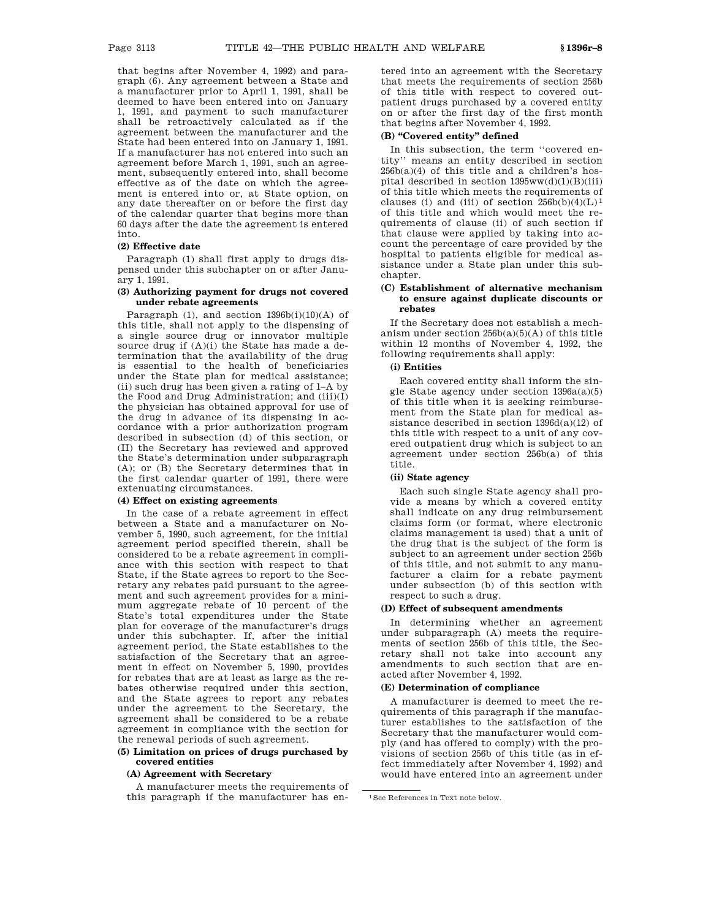that begins after November 4, 1992) and paragraph (6). Any agreement between a State and a manufacturer prior to April 1, 1991, shall be deemed to have been entered into on January 1, 1991, and payment to such manufacturer shall be retroactively calculated as if the agreement between the manufacturer and the State had been entered into on January 1, 1991. If a manufacturer has not entered into such an agreement before March 1, 1991, such an agreement, subsequently entered into, shall become effective as of the date on which the agreement is entered into or, at State option, on any date thereafter on or before the first day of the calendar quarter that begins more than 60 days after the date the agreement is entered into.

**(2) Effective date**

Paragraph (1) shall first apply to drugs dispensed under this subchapter on or after January 1, 1991.

**(3) Authorizing payment for drugs not covered under rebate agreements**

Paragraph (1), and section 1396b(i)(10)(A) of this title, shall not apply to the dispensing of a single source drug or innovator multiple source drug if (A)(i) the State has made a determination that the availability of the drug is essential to the health of beneficiaries under the State plan for medical assistance; (ii) such drug has been given a rating of 1–A by the Food and Drug Administration; and (iii)(I) the physician has obtained approval for use of the drug in advance of its dispensing in accordance with a prior authorization program described in subsection (d) of this section, or (II) the Secretary has reviewed and approved the State's determination under subparagraph (A); or (B) the Secretary determines that in the first calendar quarter of 1991, there were extenuating circumstances.

**(4) Effect on existing agreements**

In the case of a rebate agreement in effect between a State and a manufacturer on November 5, 1990, such agreement, for the initial agreement period specified therein, shall be considered to be a rebate agreement in compliance with this section with respect to that State, if the State agrees to report to the Secretary any rebates paid pursuant to the agreement and such agreement provides for a minimum aggregate rebate of 10 percent of the State's total expenditures under the State plan for coverage of the manufacturer's drugs under this subchapter. If, after the initial agreement period, the State establishes to the satisfaction of the Secretary that an agreement in effect on November 5, 1990, provides for rebates that are at least as large as the rebates otherwise required under this section, and the State agrees to report any rebates under the agreement to the Secretary, the agreement shall be considered to be a rebate agreement in compliance with the section for the renewal periods of such agreement.

**(5) Limitation on prices of drugs purchased by covered entities**

**(A) Agreement with Secretary**

A manufacturer meets the requirements of this paragraph if the manufacturer has entered into an agreement with the Secretary that meets the requirements of section 256b of this title with respect to covered outpatient drugs purchased by a covered entity on or after the first day of the first month that begins after November 4, 1992.

**(B) "Covered entity" defined**

In this subsection, the term ''covered entity'' means an entity described in section 256b(a)(4) of this title and a children's hospital described in section 1395ww(d)(1)(B)(iii) of this title which meets the requirements of clauses (i) and (iii) of section 256b(b)(4)(L)[1] of this title and which would meet the requirements of clause (ii) of such section if that clause were applied by taking into account the percentage of care provided by the hospital to patients eligible for medical assistance under a State plan under this subchapter.

**(C) Establishment of alternative mechanism to ensure against duplicate discounts or rebates**

If the Secretary does not establish a mechanism under section 256b(a)(5)(A) of this title within 12 months of November 4, 1992, the following requirements shall apply:

**(i) Entities**

Each covered entity shall inform the single State agency under section 1396a(a)(5) of this title when it is seeking reimbursement from the State plan for medical assistance described in section 1396d(a)(12) of this title with respect to a unit of any covered outpatient drug which is subject to an agreement under section 256b(a) of this title.

**(ii) State agency**

Each such single State agency shall provide a means by which a covered entity shall indicate on any drug reimbursement claims form (or format, where electronic claims management is used) that a unit of the drug that is the subject of the form is subject to an agreement under section 256b of this title, and not submit to any manufacturer a claim for a rebate payment under subsection (b) of this section with respect to such a drug.

**(D) Effect of subsequent amendments**

In determining whether an agreement under subparagraph (A) meets the requirements of section 256b of this title, the Secretary shall not take into account any amendments to such section that are enacted after November 4, 1992.

**(E) Determination of compliance**

A manufacturer is deemed to meet the requirements of this paragraph if the manufacturer establishes to the satisfaction of the Secretary that the manufacturer would comply (and has offered to comply) with the provisions of section 256b of this title (as in effect immediately after November 4, 1992) and would have entered into an agreement under

[1] See References in Text note below.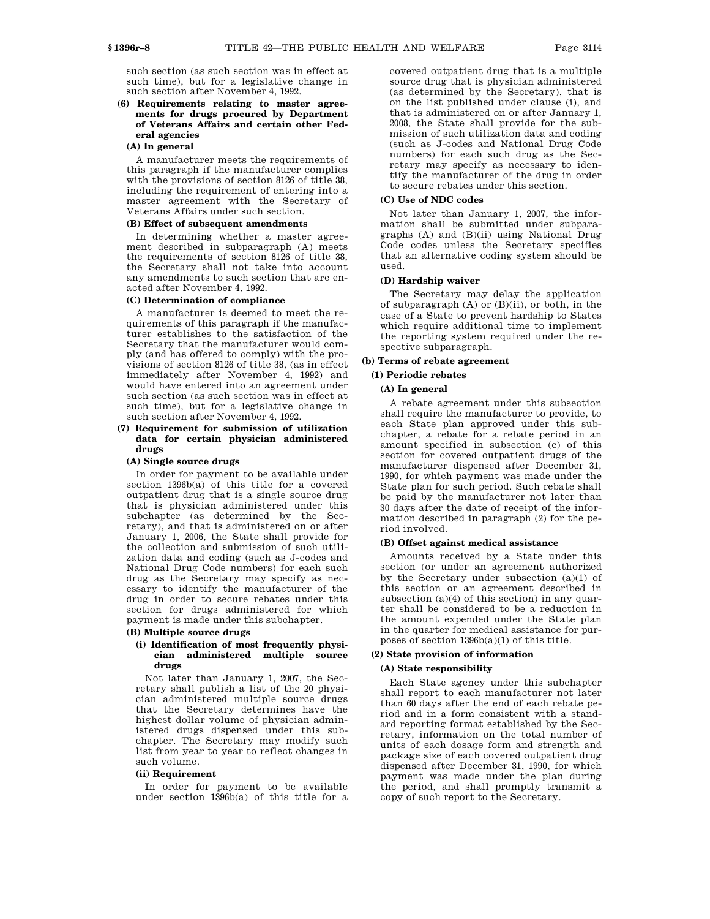such section (as such section was in effect at such time), but for a legislative change in such section after November 4, 1992.

**(6) Requirements relating to master agreements for drugs procured by Department of Veterans Affairs and certain other Federal agencies**

**(A) In general**

A manufacturer meets the requirements of this paragraph if the manufacturer complies with the provisions of section 8126 of title 38, including the requirement of entering into a master agreement with the Secretary of Veterans Affairs under such section.

**(B) Effect of subsequent amendments**

In determining whether a master agreement described in subparagraph (A) meets the requirements of section 8126 of title 38, the Secretary shall not take into account any amendments to such section that are enacted after November 4, 1992.

**(C) Determination of compliance**

A manufacturer is deemed to meet the requirements of this paragraph if the manufacturer establishes to the satisfaction of the Secretary that the manufacturer would comply (and has offered to comply) with the provisions of section 8126 of title 38, (as in effect immediately after November 4, 1992) and would have entered into an agreement under such section (as such section was in effect at such time), but for a legislative change in such section after November 4, 1992.

**(7) Requirement for submission of utilization data for certain physician administered drugs**

**(A) Single source drugs**

In order for payment to be available under section 1396b(a) of this title for a covered outpatient drug that is a single source drug that is physician administered under this subchapter (as determined by the Secretary), and that is administered on or after January 1, 2006, the State shall provide for the collection and submission of such utilization data and coding (such as J-codes and National Drug Code numbers) for each such drug as the Secretary may specify as necessary to identify the manufacturer of the drug in order to secure rebates under this section for drugs administered for which payment is made under this subchapter.

**(B) Multiple source drugs**

**(i) Identification of most frequently physician administered multiple source drugs**

Not later than January 1, 2007, the Secretary shall publish a list of the 20 physician administered multiple source drugs that the Secretary determines have the highest dollar volume of physician administered drugs dispensed under this subchapter. The Secretary may modify such list from year to year to reflect changes in such volume.

**(ii) Requirement**

In order for payment to be available under section 1396b(a) of this title for a covered outpatient drug that is a multiple source drug that is physician administered (as determined by the Secretary), that is on the list published under clause (i), and that is administered on or after January 1, 2008, the State shall provide for the submission of such utilization data and coding (such as J-codes and National Drug Code numbers) for each such drug as the Secretary may specify as necessary to identify the manufacturer of the drug in order to secure rebates under this section.

**(C) Use of NDC codes**

Not later than January 1, 2007, the information shall be submitted under subparagraphs (A) and (B)(ii) using National Drug Code codes unless the Secretary specifies that an alternative coding system should be used.

**(D) Hardship waiver**

The Secretary may delay the application of subparagraph (A) or (B)(ii), or both, in the case of a State to prevent hardship to States which require additional time to implement the reporting system required under the respective subparagraph.

**(b) Terms of rebate agreement**

**(1) Periodic rebates**

**(A) In general**

A rebate agreement under this subsection shall require the manufacturer to provide, to each State plan approved under this subchapter, a rebate for a rebate period in an amount specified in subsection (c) of this section for covered outpatient drugs of the manufacturer dispensed after December 31, 1990, for which payment was made under the State plan for such period. Such rebate shall be paid by the manufacturer not later than 30 days after the date of receipt of the information described in paragraph (2) for the period involved.

**(B) Offset against medical assistance**

Amounts received by a State under this section (or under an agreement authorized by the Secretary under subsection (a)(1) of this section or an agreement described in subsection (a)(4) of this section) in any quarter shall be considered to be a reduction in the amount expended under the State plan in the quarter for medical assistance for purposes of section 1396b(a)(1) of this title.

**(2) State provision of information**

**(A) State responsibility**

Each State agency under this subchapter shall report to each manufacturer not later than 60 days after the end of each rebate period and in a form consistent with a standard reporting format established by the Secretary, information on the total number of units of each dosage form and strength and package size of each covered outpatient drug dispensed after December 31, 1990, for which payment was made under the plan during the period, and shall promptly transmit a copy of such report to the Secretary.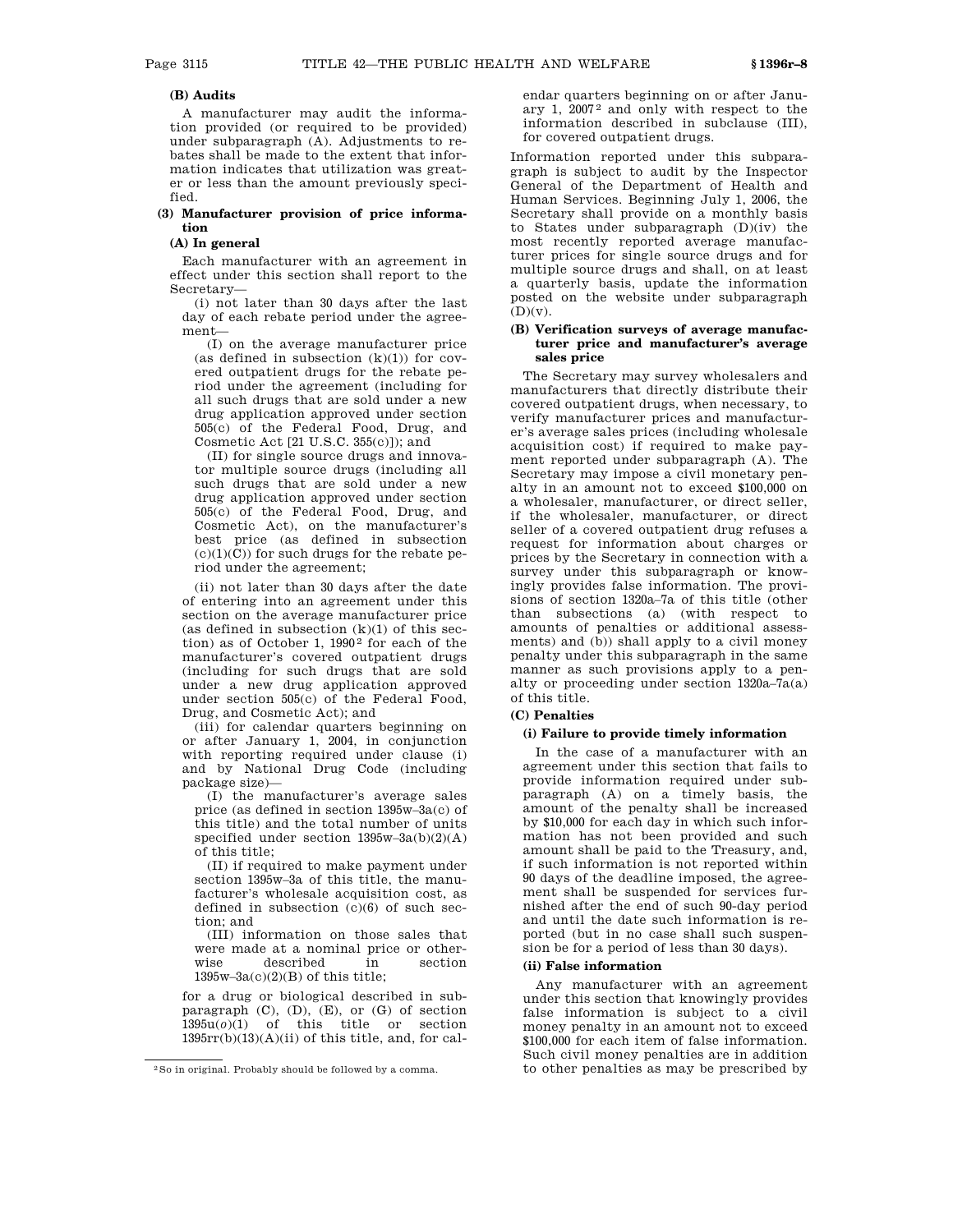#### (B) Audits

A manufacturer may audit the information provided (or required to be provided) under subparagraph (A). Adjustments to rebates shall be made to the extent that information indicates that utilization was greater or less than the amount previously specified.

### (3) Manufacturer provision of price information

#### (A) In general

Each manufacturer with an agreement in effect under this section shall report to the Secretary—

(i) not later than 30 days after the last day of each rebate period under the agreement—

(I) on the average manufacturer price (as defined in subsection (k)(1)) for covered outpatient drugs for the rebate period under the agreement (including for all such drugs that are sold under a new drug application approved under section 505(c) of the Federal Food, Drug, and Cosmetic Act [21 U.S.C. 355(c)]); and

(II) for single source drugs and innovator multiple source drugs (including all such drugs that are sold under a new drug application approved under section 505(c) of the Federal Food, Drug, and Cosmetic Act), on the manufacturer's best price (as defined in subsection (c)(1)(C)) for such drugs for the rebate period under the agreement;

(ii) not later than 30 days after the date of entering into an agreement under this section on the average manufacturer price (as defined in subsection (k)(1) of this section) as of October 1, 1990[2] for each of the manufacturer's covered outpatient drugs (including for such drugs that are sold under a new drug application approved under section 505(c) of the Federal Food, Drug, and Cosmetic Act); and

(iii) for calendar quarters beginning on or after January 1, 2004, in conjunction with reporting required under clause (i) and by National Drug Code (including package size)—

(I) the manufacturer's average sales price (as defined in section 1395w–3a(c) of this title) and the total number of units specified under section 1395w–3a(b)(2)(A) of this title;

(II) if required to make payment under section 1395w–3a of this title, the manufacturer's wholesale acquisition cost, as defined in subsection (c)(6) of such section; and

(III) information on those sales that were made at a nominal price or otherwise described in section 1395w–3a(c)(2)(B) of this title;

for a drug or biological described in subparagraph (C), (D), (E), or (G) of section 1395u(*o*)(1) of this title or section 1395rr(b)(13)(A)(ii) of this title, and, for calendar quarters beginning on or after January 1, 2007[2] and only with respect to the information described in subclause (III), for covered outpatient drugs.

Information reported under this subparagraph is subject to audit by the Inspector General of the Department of Health and Human Services. Beginning July 1, 2006, the Secretary shall provide on a monthly basis to States under subparagraph (D)(iv) the most recently reported average manufacturer prices for single source drugs and for multiple source drugs and shall, on at least a quarterly basis, update the information posted on the website under subparagraph (D)(v).

#### (B) Verification surveys of average manufacturer price and manufacturer's average sales price

The Secretary may survey wholesalers and manufacturers that directly distribute their covered outpatient drugs, when necessary, to verify manufacturer prices and manufacturer's average sales prices (including wholesale acquisition cost) if required to make payment reported under subparagraph (A). The Secretary may impose a civil monetary penalty in an amount not to exceed $100,000 on a wholesaler, manufacturer, or direct seller, if the wholesaler, manufacturer, or direct seller of a covered outpatient drug refuses a request for information about charges or prices by the Secretary in connection with a survey under this subparagraph or knowingly provides false information. The provisions of section 1320a–7a of this title (other than subsections (a) (with respect to amounts of penalties or additional assessments) and (b)) shall apply to a civil money penalty under this subparagraph in the same manner as such provisions apply to a penalty or proceeding under section 1320a–7a(a) of this title.

#### (C) Penalties

##### (i) Failure to provide timely information

In the case of a manufacturer with an agreement under this section that fails to provide information required under subparagraph (A) on a timely basis, the amount of the penalty shall be increased by $10,000 for each day in which such information has not been provided and such amount shall be paid to the Treasury, and, if such information is not reported within 90 days of the deadline imposed, the agreement shall be suspended for services furnished after the end of such 90-day period and until the date such information is reported (but in no case shall such suspension be for a period of less than 30 days).

##### (ii) False information

Any manufacturer with an agreement under this section that knowingly provides false information is subject to a civil money penalty in an amount not to exceed $100,000 for each item of false information. Such civil money penalties are in addition to other penalties as may be prescribed by

---

[2] So in original. Probably should be followed by a comma.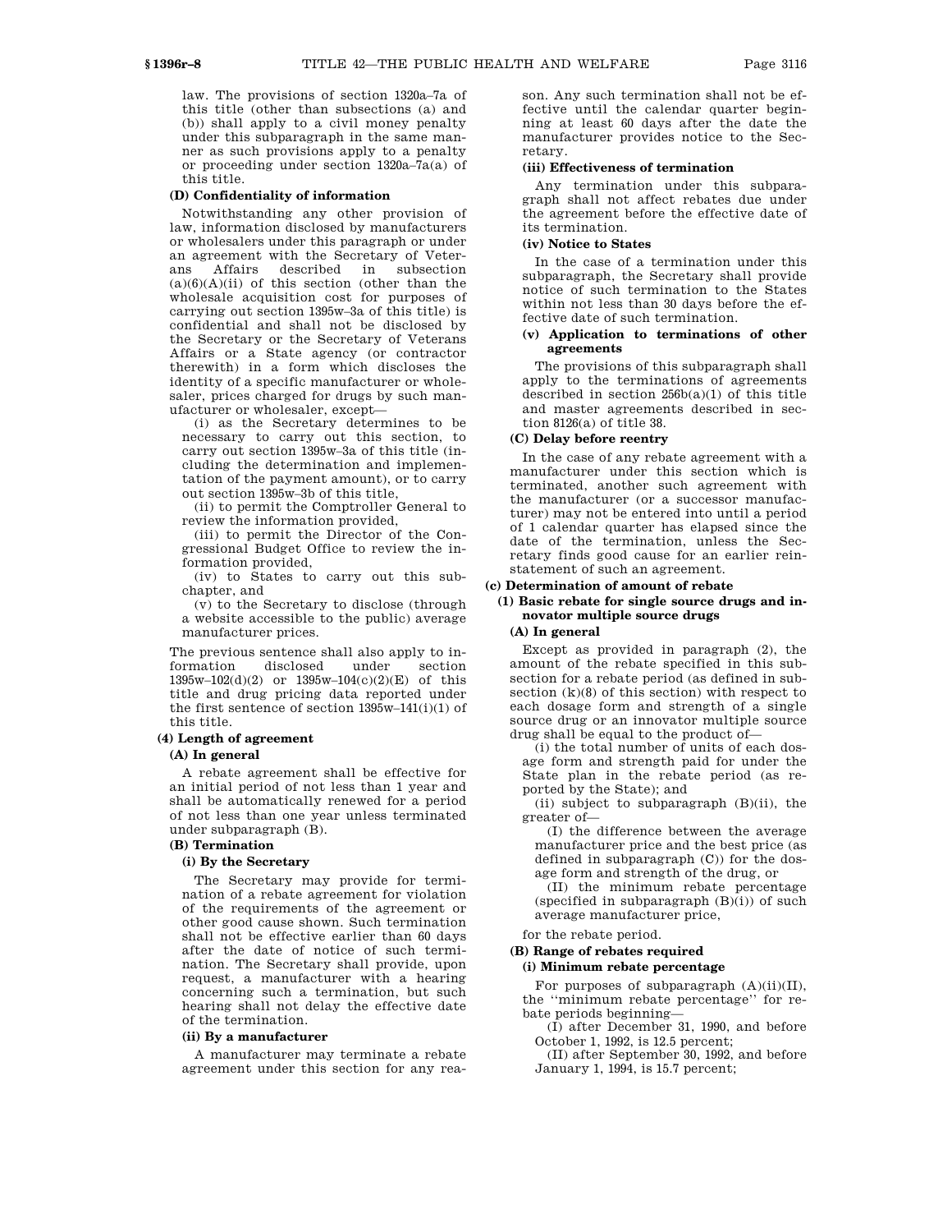law. The provisions of section 1320a–7a of this title (other than subsections (a) and (b)) shall apply to a civil money penalty under this subparagraph in the same manner as such provisions apply to a penalty or proceeding under section 1320a–7a(a) of this title.

**(D) Confidentiality of information**

Notwithstanding any other provision of law, information disclosed by manufacturers or wholesalers under this paragraph or under an agreement with the Secretary of Veterans Affairs described in subsection (a)(6)(A)(ii) of this section (other than the wholesale acquisition cost for purposes of carrying out section 1395w–3a of this title) is confidential and shall not be disclosed by the Secretary or the Secretary of Veterans Affairs or a State agency (or contractor therewith) in a form which discloses the identity of a specific manufacturer or wholesaler, prices charged for drugs by such manufacturer or wholesaler, except—

(i) as the Secretary determines to be necessary to carry out this section, to carry out section 1395w–3a of this title (including the determination and implementation of the payment amount), or to carry out section 1395w–3b of this title,

(ii) to permit the Comptroller General to review the information provided,

(iii) to permit the Director of the Congressional Budget Office to review the information provided,

(iv) to States to carry out this subchapter, and

(v) to the Secretary to disclose (through a website accessible to the public) average manufacturer prices.

The previous sentence shall also apply to information disclosed under section 1395w–102(d)(2) or 1395w–104(c)(2)(E) of this title and drug pricing data reported under the first sentence of section 1395w–141(i)(1) of this title.

**(4) Length of agreement**

**(A) In general**

A rebate agreement shall be effective for an initial period of not less than 1 year and shall be automatically renewed for a period of not less than one year unless terminated under subparagraph (B).

**(B) Termination**

**(i) By the Secretary**

The Secretary may provide for termination of a rebate agreement for violation of the requirements of the agreement or other good cause shown. Such termination shall not be effective earlier than 60 days after the date of notice of such termination. The Secretary shall provide, upon request, a manufacturer with a hearing concerning such a termination, but such hearing shall not delay the effective date of the termination.

**(ii) By a manufacturer**

A manufacturer may terminate a rebate agreement under this section for any reason. Any such termination shall not be effective until the calendar quarter beginning at least 60 days after the date the manufacturer provides notice to the Secretary.

**(iii) Effectiveness of termination**

Any termination under this subparagraph shall not affect rebates due under the agreement before the effective date of its termination.

**(iv) Notice to States**

In the case of a termination under this subparagraph, the Secretary shall provide notice of such termination to the States within not less than 30 days before the effective date of such termination.

**(v) Application to terminations of other agreements**

The provisions of this subparagraph shall apply to the terminations of agreements described in section 256b(a)(1) of this title and master agreements described in section 8126(a) of title 38.

**(C) Delay before reentry**

In the case of any rebate agreement with a manufacturer under this section which is terminated, another such agreement with the manufacturer (or a successor manufacturer) may not be entered into until a period of 1 calendar quarter has elapsed since the date of the termination, unless the Secretary finds good cause for an earlier reinstatement of such an agreement.

**(c) Determination of amount of rebate**

**(1) Basic rebate for single source drugs and innovator multiple source drugs**

**(A) In general**

Except as provided in paragraph (2), the amount of the rebate specified in this subsection for a rebate period (as defined in subsection (k)(8) of this section) with respect to each dosage form and strength of a single source drug or an innovator multiple source drug shall be equal to the product of—

(i) the total number of units of each dosage form and strength paid for under the State plan in the rebate period (as reported by the State); and

(ii) subject to subparagraph (B)(ii), the greater of—

(I) the difference between the average manufacturer price and the best price (as defined in subparagraph (C)) for the dosage form and strength of the drug, or

(II) the minimum rebate percentage (specified in subparagraph (B)(i)) of such average manufacturer price,

for the rebate period.

**(B) Range of rebates required**

**(i) Minimum rebate percentage**

For purposes of subparagraph (A)(ii)(II), the "minimum rebate percentage" for rebate periods beginning—

(I) after December 31, 1990, and before October 1, 1992, is 12.5 percent;

(II) after September 30, 1992, and before January 1, 1994, is 15.7 percent;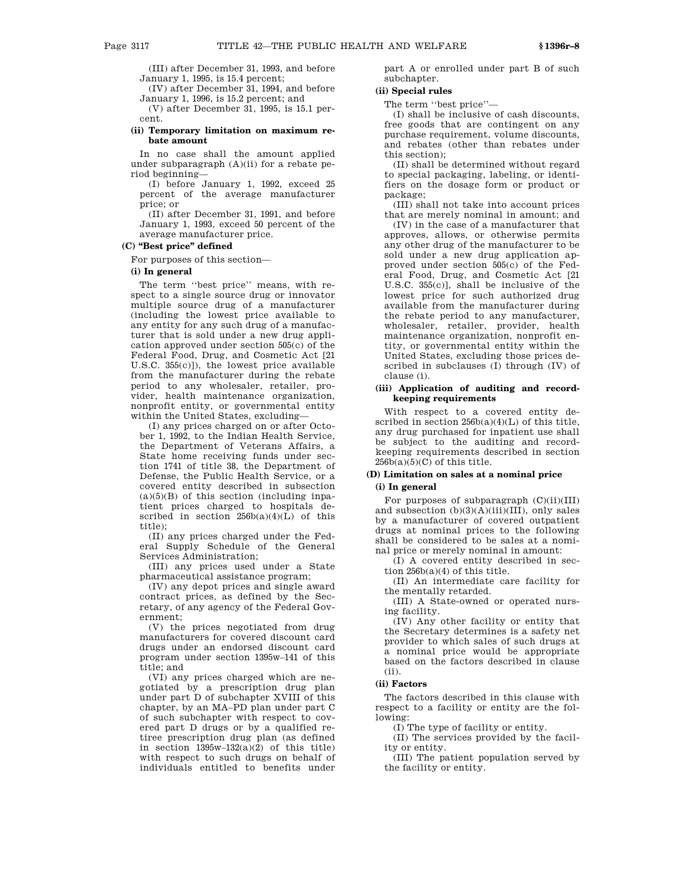(III) after December 31, 1993, and before January 1, 1995, is 15.4 percent;

(IV) after December 31, 1994, and before January 1, 1996, is 15.2 percent; and

(V) after December 31, 1995, is 15.1 percent.

**(ii) Temporary limitation on maximum rebate amount**

In no case shall the amount applied under subparagraph (A)(ii) for a rebate period beginning—

(I) before January 1, 1992, exceed 25 percent of the average manufacturer price; or

(II) after December 31, 1991, and before January 1, 1993, exceed 50 percent of the average manufacturer price.

**(C) "Best price" defined**

For purposes of this section—

**(i) In general**

The term ''best price'' means, with respect to a single source drug or innovator multiple source drug of a manufacturer (including the lowest price available to any entity for any such drug of a manufacturer that is sold under a new drug application approved under section 505(c) of the Federal Food, Drug, and Cosmetic Act [21 U.S.C. 355(c)]), the lowest price available from the manufacturer during the rebate period to any wholesaler, retailer, provider, health maintenance organization, nonprofit entity, or governmental entity within the United States, excluding—

(I) any prices charged on or after October 1, 1992, to the Indian Health Service, the Department of Veterans Affairs, a State home receiving funds under section 1741 of title 38, the Department of Defense, the Public Health Service, or a covered entity described in subsection (a)(5)(B) of this section (including inpatient prices charged to hospitals described in section 256b(a)(4)(L) of this title);

(II) any prices charged under the Federal Supply Schedule of the General Services Administration;

(III) any prices used under a State pharmaceutical assistance program;

(IV) any depot prices and single award contract prices, as defined by the Secretary, of any agency of the Federal Government;

(V) the prices negotiated from drug manufacturers for covered discount card drugs under an endorsed discount card program under section 1395w–141 of this title; and

(VI) any prices charged which are negotiated by a prescription drug plan under part D of subchapter XVIII of this chapter, by an MA–PD plan under part C of such subchapter with respect to covered part D drugs or by a qualified retiree prescription drug plan (as defined in section 1395w–132(a)(2) of this title) with respect to such drugs on behalf of individuals entitled to benefits under part A or enrolled under part B of such subchapter.

**(ii) Special rules**

The term ''best price''—

(I) shall be inclusive of cash discounts, free goods that are contingent on any purchase requirement, volume discounts, and rebates (other than rebates under this section);

(II) shall be determined without regard to special packaging, labeling, or identifiers on the dosage form or product or package;

(III) shall not take into account prices that are merely nominal in amount; and

(IV) in the case of a manufacturer that approves, allows, or otherwise permits any other drug of the manufacturer to be sold under a new drug application approved under section 505(c) of the Federal Food, Drug, and Cosmetic Act [21 U.S.C. 355(c)], shall be inclusive of the lowest price for such authorized drug available from the manufacturer during the rebate period to any manufacturer, wholesaler, retailer, provider, health maintenance organization, nonprofit entity, or governmental entity within the United States, excluding those prices described in subclauses (I) through (IV) of clause (i).

**(iii) Application of auditing and recordkeeping requirements**

With respect to a covered entity described in section 256b(a)(4)(L) of this title, any drug purchased for inpatient use shall be subject to the auditing and recordkeeping requirements described in section 256b(a)(5)(C) of this title.

**(D) Limitation on sales at a nominal price**

**(i) In general**

For purposes of subparagraph (C)(ii)(III) and subsection (b)(3)(A)(iii)(III), only sales by a manufacturer of covered outpatient drugs at nominal prices to the following shall be considered to be sales at a nominal price or merely nominal in amount:

(I) A covered entity described in section 256b(a)(4) of this title.

(II) An intermediate care facility for the mentally retarded.

(III) A State-owned or operated nursing facility.

(IV) Any other facility or entity that the Secretary determines is a safety net provider to which sales of such drugs at a nominal price would be appropriate based on the factors described in clause (ii).

**(ii) Factors**

The factors described in this clause with respect to a facility or entity are the following:

(I) The type of facility or entity.

(II) The services provided by the facility or entity.

(III) The patient population served by the facility or entity.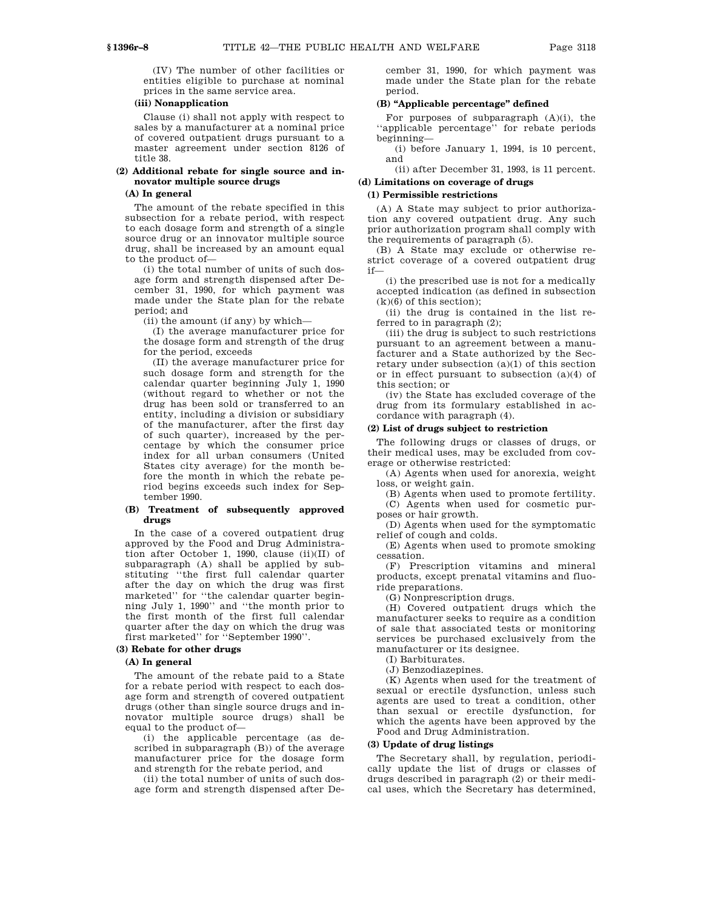(IV) The number of other facilities or entities eligible to purchase at nominal prices in the same service area.

**(iii) Nonapplication**

Clause (i) shall not apply with respect to sales by a manufacturer at a nominal price of covered outpatient drugs pursuant to a master agreement under section 8126 of title 38.

**(2) Additional rebate for single source and innovator multiple source drugs**

**(A) In general**

The amount of the rebate specified in this subsection for a rebate period, with respect to each dosage form and strength of a single source drug or an innovator multiple source drug, shall be increased by an amount equal to the product of—

(i) the total number of units of such dosage form and strength dispensed after December 31, 1990, for which payment was made under the State plan for the rebate period; and

(ii) the amount (if any) by which—

(I) the average manufacturer price for the dosage form and strength of the drug for the period, exceeds

(II) the average manufacturer price for such dosage form and strength for the calendar quarter beginning July 1, 1990 (without regard to whether or not the drug has been sold or transferred to an entity, including a division or subsidiary of the manufacturer, after the first day of such quarter), increased by the percentage by which the consumer price index for all urban consumers (United States city average) for the month before the month in which the rebate period begins exceeds such index for September 1990.

**(B) Treatment of subsequently approved drugs**

In the case of a covered outpatient drug approved by the Food and Drug Administration after October 1, 1990, clause (ii)(II) of subparagraph (A) shall be applied by substituting ''the first full calendar quarter after the day on which the drug was first marketed'' for ''the calendar quarter beginning July 1, 1990'' and ''the month prior to the first month of the first full calendar quarter after the day on which the drug was first marketed'' for ''September 1990''.

**(3) Rebate for other drugs**

**(A) In general**

The amount of the rebate paid to a State for a rebate period with respect to each dosage form and strength of covered outpatient drugs (other than single source drugs and innovator multiple source drugs) shall be equal to the product of—

(i) the applicable percentage (as described in subparagraph (B)) of the average manufacturer price for the dosage form and strength for the rebate period, and

(ii) the total number of units of such dosage form and strength dispensed after December 31, 1990, for which payment was made under the State plan for the rebate period.

**(B) "Applicable percentage" defined**

For purposes of subparagraph (A)(i), the ''applicable percentage'' for rebate periods beginning—

(i) before January 1, 1994, is 10 percent, and

(ii) after December 31, 1993, is 11 percent.

**(d) Limitations on coverage of drugs**

**(1) Permissible restrictions**

(A) A State may subject to prior authorization any covered outpatient drug. Any such prior authorization program shall comply with the requirements of paragraph (5).

(B) A State may exclude or otherwise restrict coverage of a covered outpatient drug if—

(i) the prescribed use is not for a medically accepted indication (as defined in subsection (k)(6) of this section);

(ii) the drug is contained in the list referred to in paragraph (2);

(iii) the drug is subject to such restrictions pursuant to an agreement between a manufacturer and a State authorized by the Secretary under subsection (a)(1) of this section or in effect pursuant to subsection (a)(4) of this section; or

(iv) the State has excluded coverage of the drug from its formulary established in accordance with paragraph (4).

**(2) List of drugs subject to restriction**

The following drugs or classes of drugs, or their medical uses, may be excluded from coverage or otherwise restricted:

(A) Agents when used for anorexia, weight loss, or weight gain.

(B) Agents when used to promote fertility.

(C) Agents when used for cosmetic purposes or hair growth.

(D) Agents when used for the symptomatic relief of cough and colds.

(E) Agents when used to promote smoking cessation.

(F) Prescription vitamins and mineral products, except prenatal vitamins and fluoride preparations.

(G) Nonprescription drugs.

(H) Covered outpatient drugs which the manufacturer seeks to require as a condition of sale that associated tests or monitoring services be purchased exclusively from the manufacturer or its designee.

(I) Barbiturates.

(J) Benzodiazepines.

(K) Agents when used for the treatment of sexual or erectile dysfunction, unless such agents are used to treat a condition, other than sexual or erectile dysfunction, for which the agents have been approved by the Food and Drug Administration.

**(3) Update of drug listings**

The Secretary shall, by regulation, periodically update the list of drugs or classes of drugs described in paragraph (2) or their medical uses, which the Secretary has determined,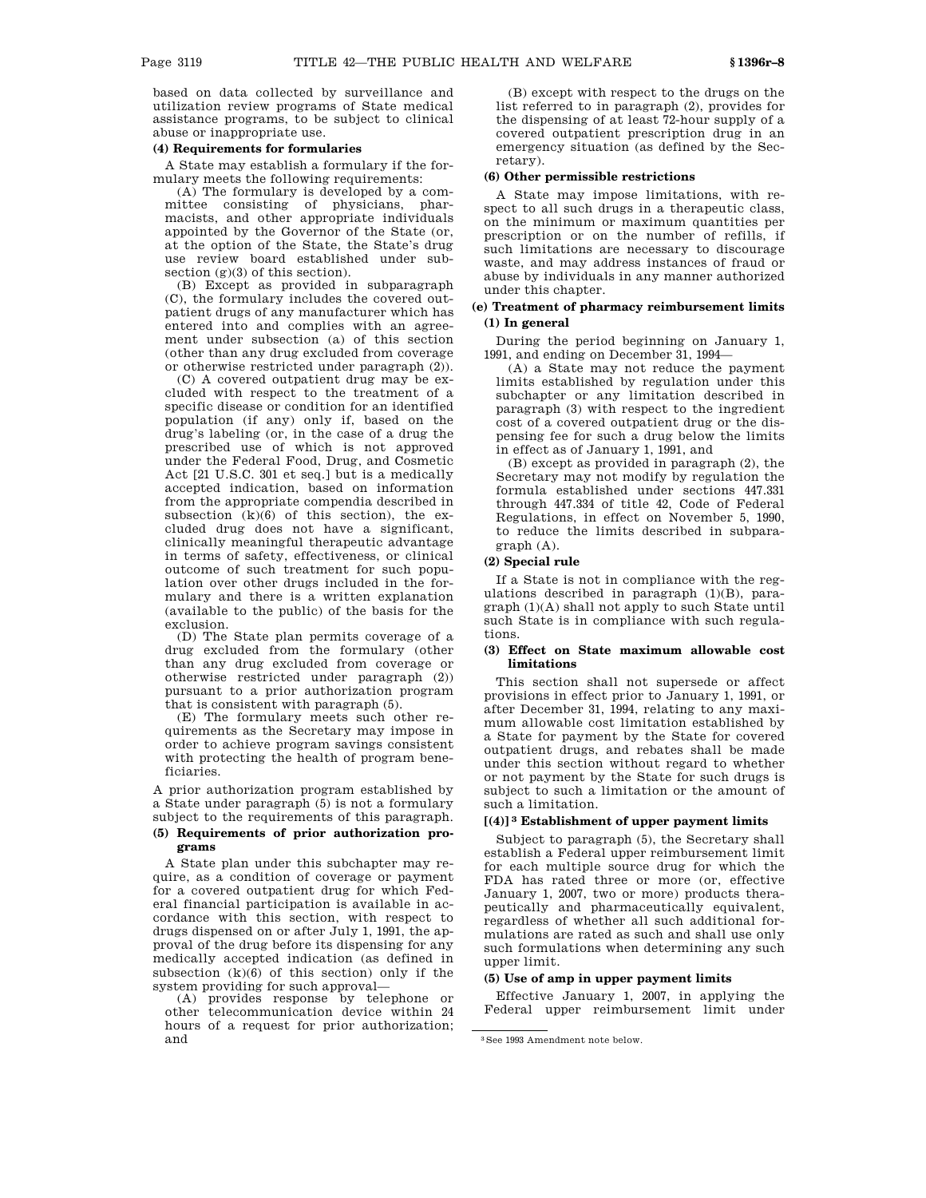based on data collected by surveillance and utilization review programs of State medical assistance programs, to be subject to clinical abuse or inappropriate use.

**(4) Requirements for formularies**

A State may establish a formulary if the formulary meets the following requirements:

(A) The formulary is developed by a committee consisting of physicians, pharmacists, and other appropriate individuals appointed by the Governor of the State (or, at the option of the State, the State's drug use review board established under subsection (g)(3) of this section).

(B) Except as provided in subparagraph (C), the formulary includes the covered outpatient drugs of any manufacturer which has entered into and complies with an agreement under subsection (a) of this section (other than any drug excluded from coverage or otherwise restricted under paragraph (2)).

(C) A covered outpatient drug may be excluded with respect to the treatment of a specific disease or condition for an identified population (if any) only if, based on the drug's labeling (or, in the case of a drug the prescribed use of which is not approved under the Federal Food, Drug, and Cosmetic Act [21 U.S.C. 301 et seq.] but is a medically accepted indication, based on information from the appropriate compendia described in subsection (k)(6) of this section), the excluded drug does not have a significant, clinically meaningful therapeutic advantage in terms of safety, effectiveness, or clinical outcome of such treatment for such population over other drugs included in the formulary and there is a written explanation (available to the public) of the basis for the exclusion.

(D) The State plan permits coverage of a drug excluded from the formulary (other than any drug excluded from coverage or otherwise restricted under paragraph (2)) pursuant to a prior authorization program that is consistent with paragraph (5).

(E) The formulary meets such other requirements as the Secretary may impose in order to achieve program savings consistent with protecting the health of program beneficiaries.

A prior authorization program established by a State under paragraph (5) is not a formulary subject to the requirements of this paragraph.

**(5) Requirements of prior authorization programs**

A State plan under this subchapter may require, as a condition of coverage or payment for a covered outpatient drug for which Federal financial participation is available in accordance with this section, with respect to drugs dispensed on or after July 1, 1991, the approval of the drug before its dispensing for any medically accepted indication (as defined in subsection (k)(6) of this section) only if the system providing for such approval—

(A) provides response by telephone or other telecommunication device within 24 hours of a request for prior authorization; and

(B) except with respect to the drugs on the list referred to in paragraph (2), provides for the dispensing of at least 72-hour supply of a covered outpatient prescription drug in an emergency situation (as defined by the Secretary).

**(6) Other permissible restrictions**

A State may impose limitations, with respect to all such drugs in a therapeutic class, on the minimum or maximum quantities per prescription or on the number of refills, if such limitations are necessary to discourage waste, and may address instances of fraud or abuse by individuals in any manner authorized under this chapter.

**(e) Treatment of pharmacy reimbursement limits**

**(1) In general**

During the period beginning on January 1, 1991, and ending on December 31, 1994—

(A) a State may not reduce the payment limits established by regulation under this subchapter or any limitation described in paragraph (3) with respect to the ingredient cost of a covered outpatient drug or the dispensing fee for such a drug below the limits in effect as of January 1, 1991, and

(B) except as provided in paragraph (2), the Secretary may not modify by regulation the formula established under sections 447.331 through 447.334 of title 42, Code of Federal Regulations, in effect on November 5, 1990, to reduce the limits described in subparagraph (A).

**(2) Special rule**

If a State is not in compliance with the regulations described in paragraph (1)(B), paragraph (1)(A) shall not apply to such State until such State is in compliance with such regulations.

**(3) Effect on State maximum allowable cost limitations**

This section shall not supersede or affect provisions in effect prior to January 1, 1991, or after December 31, 1994, relating to any maximum allowable cost limitation established by a State for payment by the State for covered outpatient drugs, and rebates shall be made under this section without regard to whether or not payment by the State for such drugs is subject to such a limitation or the amount of such a limitation.

**[(4)][3] Establishment of upper payment limits**

Subject to paragraph (5), the Secretary shall establish a Federal upper reimbursement limit for each multiple source drug for which the FDA has rated three or more (or, effective January 1, 2007, two or more) products therapeutically and pharmaceutically equivalent, regardless of whether all such additional formulations are rated as such and shall use only such formulations when determining any such upper limit.

**(5) Use of amp in upper payment limits**

Effective January 1, 2007, in applying the Federal upper reimbursement limit under

[3] See 1993 Amendment note below.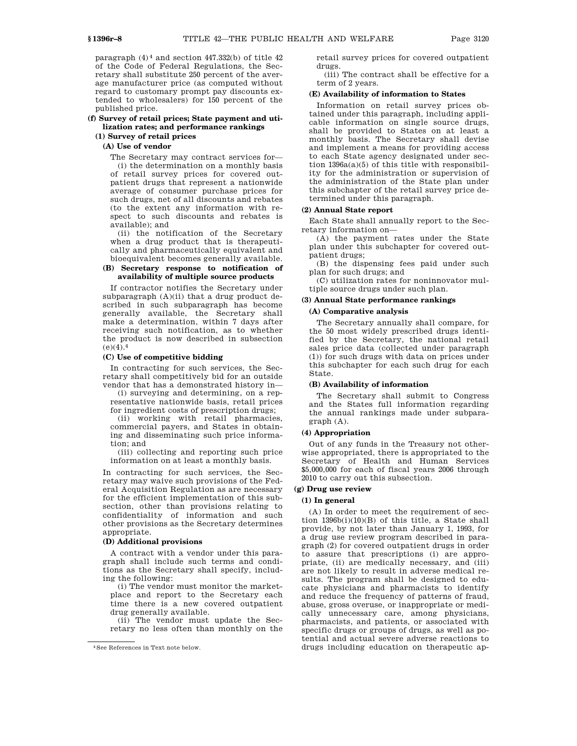paragraph (4)[4] and section 447.332(b) of title 42 of the Code of Federal Regulations, the Secretary shall substitute 250 percent of the average manufacturer price (as computed without regard to customary prompt pay discounts extended to wholesalers) for 150 percent of the published price.

#### (f) Survey of retail prices; State payment and utilization rates; and performance rankings

##### (1) Survey of retail prices

###### (A) Use of vendor

The Secretary may contract services for—

(i) the determination on a monthly basis of retail survey prices for covered outpatient drugs that represent a nationwide average of consumer purchase prices for such drugs, net of all discounts and rebates (to the extent any information with respect to such discounts and rebates is available); and

(ii) the notification of the Secretary when a drug product that is therapeutically and pharmaceutically equivalent and bioequivalent becomes generally available.

###### (B) Secretary response to notification of availability of multiple source products

If contractor notifies the Secretary under subparagraph (A)(ii) that a drug product described in such subparagraph has become generally available, the Secretary shall make a determination, within 7 days after receiving such notification, as to whether the product is now described in subsection (e)(4).[4]

###### (C) Use of competitive bidding

In contracting for such services, the Secretary shall competitively bid for an outside vendor that has a demonstrated history in—

(i) surveying and determining, on a representative nationwide basis, retail prices for ingredient costs of prescription drugs;

(ii) working with retail pharmacies, commercial payers, and States in obtaining and disseminating such price information; and

(iii) collecting and reporting such price information on at least a monthly basis.

In contracting for such services, the Secretary may waive such provisions of the Federal Acquisition Regulation as are necessary for the efficient implementation of this subsection, other than provisions relating to confidentiality of information and such other provisions as the Secretary determines appropriate.

###### (D) Additional provisions

A contract with a vendor under this paragraph shall include such terms and conditions as the Secretary shall specify, including the following:

(i) The vendor must monitor the marketplace and report to the Secretary each time there is a new covered outpatient drug generally available.

(ii) The vendor must update the Secretary no less often than monthly on the retail survey prices for covered outpatient drugs.

(iii) The contract shall be effective for a term of 2 years.

###### (E) Availability of information to States

Information on retail survey prices obtained under this paragraph, including applicable information on single source drugs, shall be provided to States on at least a monthly basis. The Secretary shall devise and implement a means for providing access to each State agency designated under section 1396a(a)(5) of this title with responsibility for the administration or supervision of the administration of the State plan under this subchapter of the retail survey price determined under this paragraph.

##### (2) Annual State report

Each State shall annually report to the Secretary information on—

(A) the payment rates under the State plan under this subchapter for covered outpatient drugs;

(B) the dispensing fees paid under such plan for such drugs; and

(C) utilization rates for noninnovator multiple source drugs under such plan.

##### (3) Annual State performance rankings

###### (A) Comparative analysis

The Secretary annually shall compare, for the 50 most widely prescribed drugs identified by the Secretary, the national retail sales price data (collected under paragraph (1)) for such drugs with data on prices under this subchapter for each such drug for each State.

###### (B) Availability of information

The Secretary shall submit to Congress and the States full information regarding the annual rankings made under subparagraph (A).

##### (4) Appropriation

Out of any funds in the Treasury not otherwise appropriated, there is appropriated to the Secretary of Health and Human Services $5,000,000 for each of fiscal years 2006 through 2010 to carry out this subsection.

#### (g) Drug use review

##### (1) In general

(A) In order to meet the requirement of section 1396b(i)(10)(B) of this title, a State shall provide, by not later than January 1, 1993, for a drug use review program described in paragraph (2) for covered outpatient drugs in order to assure that prescriptions (i) are appropriate, (ii) are medically necessary, and (iii) are not likely to result in adverse medical results. The program shall be designed to educate physicians and pharmacists to identify and reduce the frequency of patterns of fraud, abuse, gross overuse, or inappropriate or medically unnecessary care, among physicians, pharmacists, and patients, or associated with specific drugs or groups of drugs, as well as potential and actual severe adverse reactions to drugs including education on therapeutic ap-

[4] See References in Text note below.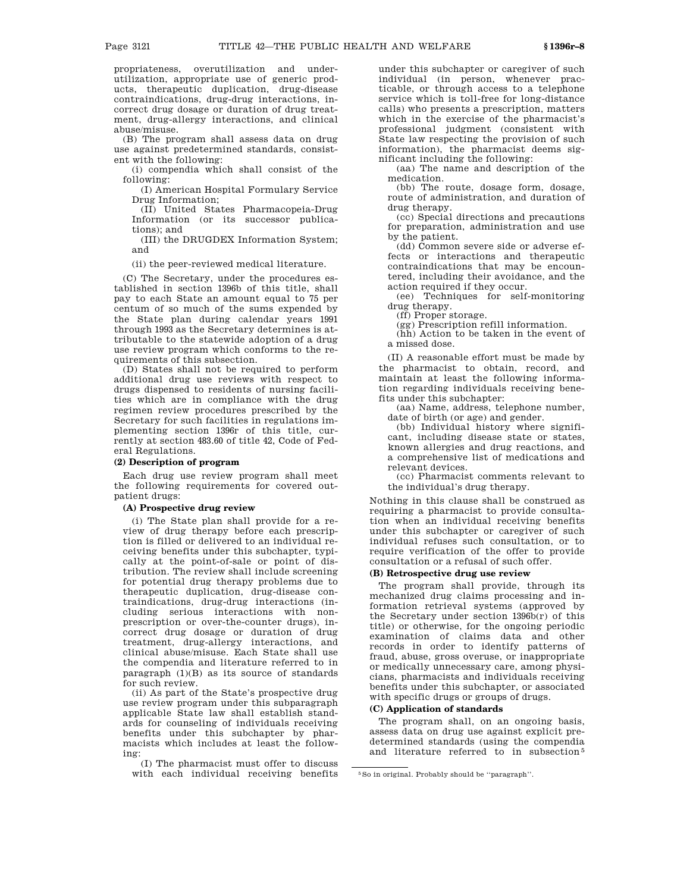propriateness, overutilization and underutilization, appropriate use of generic products, therapeutic duplication, drug-disease contraindications, drug-drug interactions, incorrect drug dosage or duration of drug treatment, drug-allergy interactions, and clinical abuse/misuse.

(B) The program shall assess data on drug use against predetermined standards, consistent with the following:

(i) compendia which shall consist of the following:

(I) American Hospital Formulary Service Drug Information;

(II) United States Pharmacopeia-Drug Information (or its successor publications); and

(III) the DRUGDEX Information System; and

(ii) the peer-reviewed medical literature.

(C) The Secretary, under the procedures established in section 1396b of this title, shall pay to each State an amount equal to 75 per centum of so much of the sums expended by the State plan during calendar years 1991 through 1993 as the Secretary determines is attributable to the statewide adoption of a drug use review program which conforms to the requirements of this subsection.

(D) States shall not be required to perform additional drug use reviews with respect to drugs dispensed to residents of nursing facilities which are in compliance with the drug regimen review procedures prescribed by the Secretary for such facilities in regulations implementing section 1396r of this title, currently at section 483.60 of title 42, Code of Federal Regulations.

**(2) Description of program**

Each drug use review program shall meet the following requirements for covered outpatient drugs:

**(A) Prospective drug review**

(i) The State plan shall provide for a review of drug therapy before each prescription is filled or delivered to an individual receiving benefits under this subchapter, typically at the point-of-sale or point of distribution. The review shall include screening for potential drug therapy problems due to therapeutic duplication, drug-disease contraindications, drug-drug interactions (including serious interactions with nonprescription or over-the-counter drugs), incorrect drug dosage or duration of drug treatment, drug-allergy interactions, and clinical abuse/misuse. Each State shall use the compendia and literature referred to in paragraph (1)(B) as its source of standards for such review.

(ii) As part of the State's prospective drug use review program under this subparagraph applicable State law shall establish standards for counseling of individuals receiving benefits under this subchapter by pharmacists which includes at least the following:

(I) The pharmacist must offer to discuss with each individual receiving benefits under this subchapter or caregiver of such individual (in person, whenever practicable, or through access to a telephone service which is toll-free for long-distance calls) who presents a prescription, matters which in the exercise of the pharmacist's professional judgment (consistent with State law respecting the provision of such information), the pharmacist deems significant including the following:

(aa) The name and description of the medication.

(bb) The route, dosage form, dosage, route of administration, and duration of drug therapy.

(cc) Special directions and precautions for preparation, administration and use by the patient.

(dd) Common severe side or adverse effects or interactions and therapeutic contraindications that may be encountered, including their avoidance, and the action required if they occur.

(ee) Techniques for self-monitoring drug therapy.

(ff) Proper storage.

(gg) Prescription refill information.

(hh) Action to be taken in the event of a missed dose.

(II) A reasonable effort must be made by the pharmacist to obtain, record, and maintain at least the following information regarding individuals receiving benefits under this subchapter:

(aa) Name, address, telephone number, date of birth (or age) and gender.

(bb) Individual history where significant, including disease state or states, known allergies and drug reactions, and a comprehensive list of medications and relevant devices.

(cc) Pharmacist comments relevant to the individual's drug therapy.

Nothing in this clause shall be construed as requiring a pharmacist to provide consultation when an individual receiving benefits under this subchapter or caregiver of such individual refuses such consultation, or to require verification of the offer to provide consultation or a refusal of such offer.

**(B) Retrospective drug use review**

The program shall provide, through its mechanized drug claims processing and information retrieval systems (approved by the Secretary under section 1396b(r) of this title) or otherwise, for the ongoing periodic examination of claims data and other records in order to identify patterns of fraud, abuse, gross overuse, or inappropriate or medically unnecessary care, among physicians, pharmacists and individuals receiving benefits under this subchapter, or associated with specific drugs or groups of drugs.

**(C) Application of standards**

The program shall, on an ongoing basis, assess data on drug use against explicit predetermined standards (using the compendia and literature referred to in subsection[5]

[5] So in original. Probably should be "paragraph".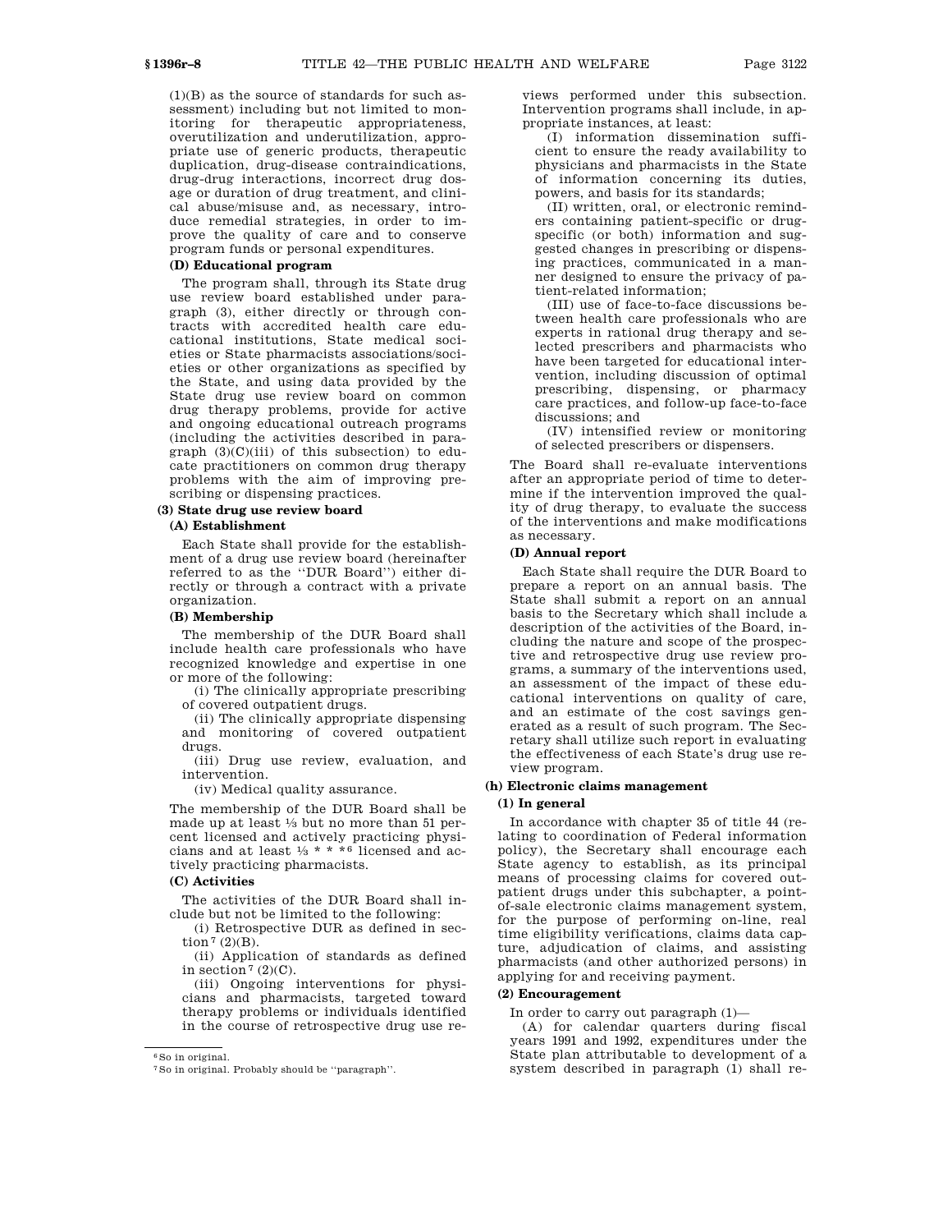(1)(B) as the source of standards for such assessment) including but not limited to monitoring for therapeutic appropriateness, overutilization and underutilization, appropriate use of generic products, therapeutic duplication, drug-disease contraindications, drug-drug interactions, incorrect drug dosage or duration of drug treatment, and clinical abuse/misuse and, as necessary, introduce remedial strategies, in order to improve the quality of care and to conserve program funds or personal expenditures.

**(D) Educational program**

The program shall, through its State drug use review board established under paragraph (3), either directly or through contracts with accredited health care educational institutions, State medical societies or State pharmacists associations/societies or other organizations as specified by the State, and using data provided by the State drug use review board on common drug therapy problems, provide for active and ongoing educational outreach programs (including the activities described in paragraph (3)(C)(iii) of this subsection) to educate practitioners on common drug therapy problems with the aim of improving prescribing or dispensing practices.

**(3) State drug use review board**

**(A) Establishment**

Each State shall provide for the establishment of a drug use review board (hereinafter referred to as the "DUR Board") either directly or through a contract with a private organization.

**(B) Membership**

The membership of the DUR Board shall include health care professionals who have recognized knowledge and expertise in one or more of the following:

(i) The clinically appropriate prescribing of covered outpatient drugs.

(ii) The clinically appropriate dispensing and monitoring of covered outpatient drugs.

(iii) Drug use review, evaluation, and intervention.

(iv) Medical quality assurance.

The membership of the DUR Board shall be made up at least ⅓ but no more than 51 percent licensed and actively practicing physicians and at least ⅓ * * *[6] licensed and actively practicing pharmacists.

**(C) Activities**

The activities of the DUR Board shall include but not be limited to the following:

(i) Retrospective DUR as defined in section[7] (2)(B).

(ii) Application of standards as defined in section[7] (2)(C).

(iii) Ongoing interventions for physicians and pharmacists, targeted toward therapy problems or individuals identified in the course of retrospective drug use reviews performed under this subsection. Intervention programs shall include, in appropriate instances, at least:

(I) information dissemination sufficient to ensure the ready availability to physicians and pharmacists in the State of information concerning its duties, powers, and basis for its standards;

(II) written, oral, or electronic reminders containing patient-specific or drug-specific (or both) information and suggested changes in prescribing or dispensing practices, communicated in a manner designed to ensure the privacy of patient-related information;

(III) use of face-to-face discussions between health care professionals who are experts in rational drug therapy and selected prescribers and pharmacists who have been targeted for educational intervention, including discussion of optimal prescribing, dispensing, or pharmacy care practices, and follow-up face-to-face discussions; and

(IV) intensified review or monitoring of selected prescribers or dispensers.

The Board shall re-evaluate interventions after an appropriate period of time to determine if the intervention improved the quality of drug therapy, to evaluate the success of the interventions and make modifications as necessary.

**(D) Annual report**

Each State shall require the DUR Board to prepare a report on an annual basis. The State shall submit a report on an annual basis to the Secretary which shall include a description of the activities of the Board, including the nature and scope of the prospective and retrospective drug use review programs, a summary of the interventions used, an assessment of the impact of these educational interventions on quality of care, and an estimate of the cost savings generated as a result of such program. The Secretary shall utilize such report in evaluating the effectiveness of each State's drug use review program.

**(h) Electronic claims management**

**(1) In general**

In accordance with chapter 35 of title 44 (relating to coordination of Federal information policy), the Secretary shall encourage each State agency to establish, as its principal means of processing claims for covered outpatient drugs under this subchapter, a point-of-sale electronic claims management system, for the purpose of performing on-line, real time eligibility verifications, claims data capture, adjudication of claims, and assisting pharmacists (and other authorized persons) in applying for and receiving payment.

**(2) Encouragement**

In order to carry out paragraph (1)—

(A) for calendar quarters during fiscal years 1991 and 1992, expenditures under the State plan attributable to development of a system described in paragraph (1) shall re-

---

[6] So in original.

[7] So in original. Probably should be "paragraph".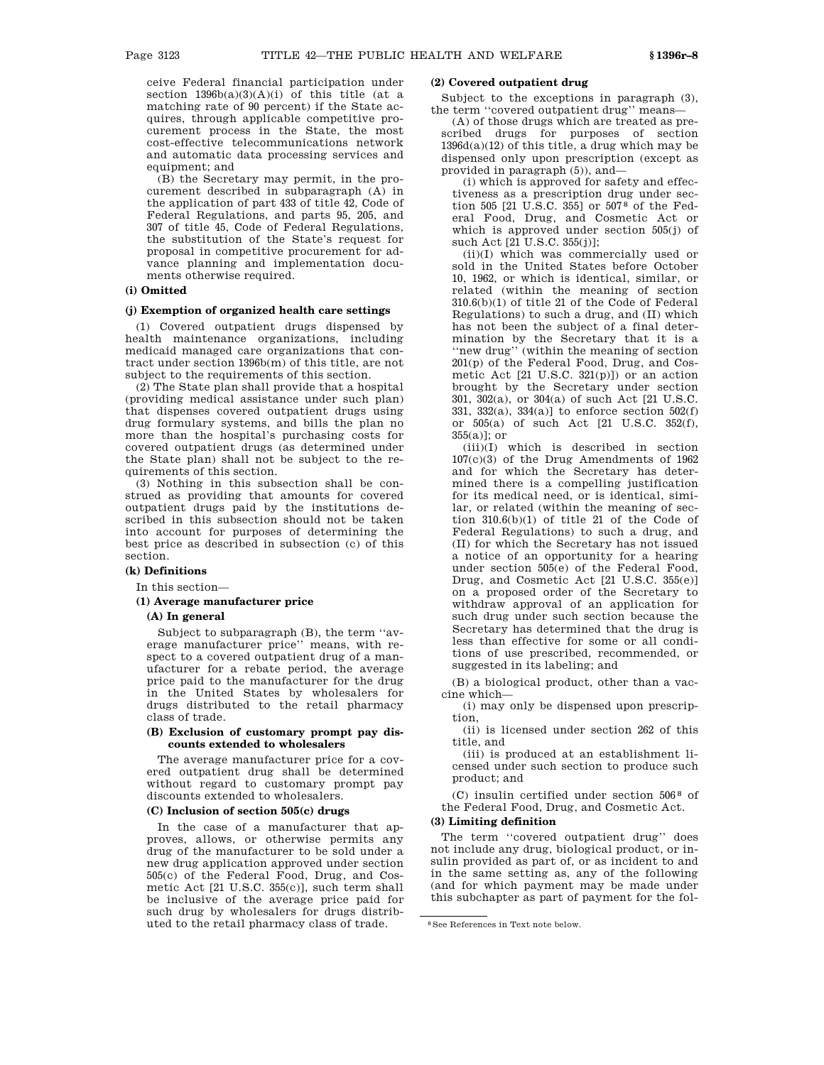ceive Federal financial participation under section 1396b(a)(3)(A)(i) of this title (at a matching rate of 90 percent) if the State acquires, through applicable competitive procurement process in the State, the most cost-effective telecommunications network and automatic data processing services and equipment; and

(B) the Secretary may permit, in the procurement described in subparagraph (A) in the application of part 433 of title 42, Code of Federal Regulations, and parts 95, 205, and 307 of title 45, Code of Federal Regulations, the substitution of the State's request for proposal in competitive procurement for advance planning and implementation documents otherwise required.

#### (i) Omitted

#### (j) Exemption of organized health care settings

(1) Covered outpatient drugs dispensed by health maintenance organizations, including medicaid managed care organizations that contract under section 1396b(m) of this title, are not subject to the requirements of this section.

(2) The State plan shall provide that a hospital (providing medical assistance under such plan) that dispenses covered outpatient drugs using drug formulary systems, and bills the plan no more than the hospital's purchasing costs for covered outpatient drugs (as determined under the State plan) shall not be subject to the requirements of this section.

(3) Nothing in this subsection shall be construed as providing that amounts for covered outpatient drugs paid by the institutions described in this subsection should not be taken into account for purposes of determining the best price as described in subsection (c) of this section.

#### (k) Definitions

In this section—

##### (1) Average manufacturer price

###### (A) In general

Subject to subparagraph (B), the term ''average manufacturer price'' means, with respect to a covered outpatient drug of a manufacturer for a rebate period, the average price paid to the manufacturer for the drug in the United States by wholesalers for drugs distributed to the retail pharmacy class of trade.

###### (B) Exclusion of customary prompt pay discounts extended to wholesalers

The average manufacturer price for a covered outpatient drug shall be determined without regard to customary prompt pay discounts extended to wholesalers.

###### (C) Inclusion of section 505(c) drugs

In the case of a manufacturer that approves, allows, or otherwise permits any drug of the manufacturer to be sold under a new drug application approved under section 505(c) of the Federal Food, Drug, and Cosmetic Act [21 U.S.C. 355(c)], such term shall be inclusive of the average price paid for such drug by wholesalers for drugs distributed to the retail pharmacy class of trade.

##### (2) Covered outpatient drug

Subject to the exceptions in paragraph (3), the term ''covered outpatient drug'' means—

(A) of those drugs which are treated as prescribed drugs for purposes of section 1396d(a)(12) of this title, a drug which may be dispensed only upon prescription (except as provided in paragraph (5)), and—

(i) which is approved for safety and effectiveness as a prescription drug under section 505 [21 U.S.C. 355] or 507[8] of the Federal Food, Drug, and Cosmetic Act or which is approved under section 505(j) of such Act [21 U.S.C. 355(j)];

(ii)(I) which was commercially used or sold in the United States before October 10, 1962, or which is identical, similar, or related (within the meaning of section 310.6(b)(1) of title 21 of the Code of Federal Regulations) to such a drug, and (II) which has not been the subject of a final determination by the Secretary that it is a ''new drug'' (within the meaning of section 201(p) of the Federal Food, Drug, and Cosmetic Act [21 U.S.C. 321(p)]) or an action brought by the Secretary under section 301, 302(a), or 304(a) of such Act [21 U.S.C. 331, 332(a), 334(a)] to enforce section 502(f) or 505(a) of such Act [21 U.S.C. 352(f), 355(a)]; or

(iii)(I) which is described in section 107(c)(3) of the Drug Amendments of 1962 and for which the Secretary has determined there is a compelling justification for its medical need, or is identical, similar, or related (within the meaning of section 310.6(b)(1) of title 21 of the Code of Federal Regulations) to such a drug, and (II) for which the Secretary has not issued a notice of an opportunity for a hearing under section 505(e) of the Federal Food, Drug, and Cosmetic Act [21 U.S.C. 355(e)] on a proposed order of the Secretary to withdraw approval of an application for such drug under such section because the Secretary has determined that the drug is less than effective for some or all conditions of use prescribed, recommended, or suggested in its labeling; and

(B) a biological product, other than a vaccine which—

(i) may only be dispensed upon prescription,

(ii) is licensed under section 262 of this title, and

(iii) is produced at an establishment licensed under such section to produce such product; and

(C) insulin certified under section 506[8] of the Federal Food, Drug, and Cosmetic Act.

##### (3) Limiting definition

The term ''covered outpatient drug'' does not include any drug, biological product, or insulin provided as part of, or as incident to and in the same setting as, any of the following (and for which payment may be made under this subchapter as part of payment for the fol-

---

[8] See References in Text note below.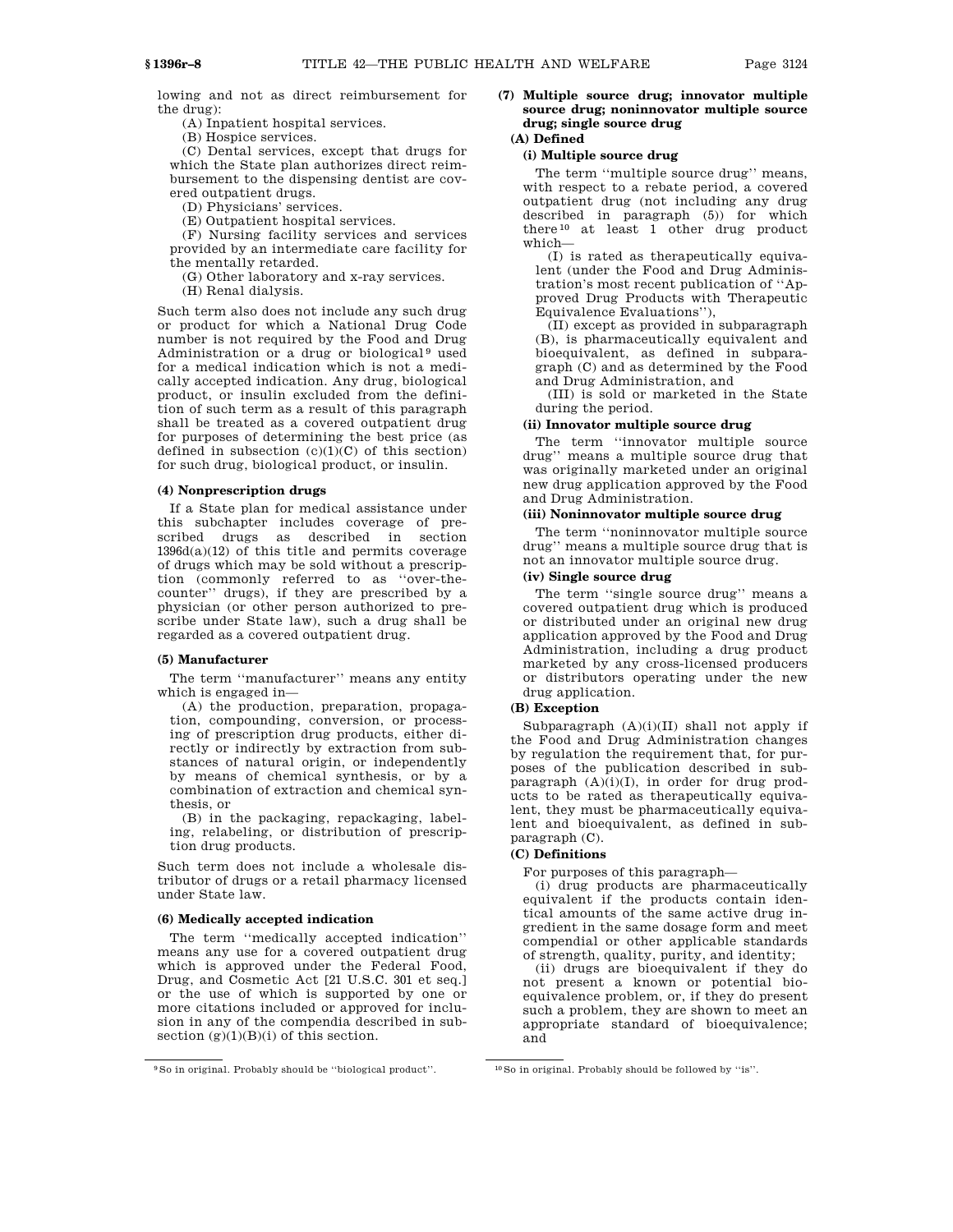lowing and not as direct reimbursement for the drug):

(A) Inpatient hospital services.

(B) Hospice services.

(C) Dental services, except that drugs for which the State plan authorizes direct reimbursement to the dispensing dentist are covered outpatient drugs.

(D) Physicians' services.

(E) Outpatient hospital services.

(F) Nursing facility services and services provided by an intermediate care facility for the mentally retarded.

(G) Other laboratory and x-ray services.

(H) Renal dialysis.

Such term also does not include any such drug or product for which a National Drug Code number is not required by the Food and Drug Administration or a drug or biological[9] used for a medical indication which is not a medically accepted indication. Any drug, biological product, or insulin excluded from the definition of such term as a result of this paragraph shall be treated as a covered outpatient drug for purposes of determining the best price (as defined in subsection (c)(1)(C) of this section) for such drug, biological product, or insulin.

#### (4) Nonprescription drugs

If a State plan for medical assistance under this subchapter includes coverage of prescribed drugs as described in section 1396d(a)(12) of this title and permits coverage of drugs which may be sold without a prescription (commonly referred to as ''over-the-counter'' drugs), if they are prescribed by a physician (or other person authorized to prescribe under State law), such a drug shall be regarded as a covered outpatient drug.

#### (5) Manufacturer

The term ''manufacturer'' means any entity which is engaged in—

(A) the production, preparation, propagation, compounding, conversion, or processing of prescription drug products, either directly or indirectly by extraction from substances of natural origin, or independently by means of chemical synthesis, or by a combination of extraction and chemical synthesis, or

(B) in the packaging, repackaging, labeling, relabeling, or distribution of prescription drug products.

Such term does not include a wholesale distributor of drugs or a retail pharmacy licensed under State law.

#### (6) Medically accepted indication

The term ''medically accepted indication'' means any use for a covered outpatient drug which is approved under the Federal Food, Drug, and Cosmetic Act [21 U.S.C. 301 et seq.] or the use of which is supported by one or more citations included or approved for inclusion in any of the compendia described in subsection (g)(1)(B)(i) of this section.

#### (7) Multiple source drug; innovator multiple source drug; noninnovator multiple source drug; single source drug

##### (A) Defined

###### (i) Multiple source drug

The term ''multiple source drug'' means, with respect to a rebate period, a covered outpatient drug (not including any drug described in paragraph (5)) for which there[10] at least 1 other drug product which—

(I) is rated as therapeutically equivalent (under the Food and Drug Administration's most recent publication of ''Approved Drug Products with Therapeutic Equivalence Evaluations''),

(II) except as provided in subparagraph (B), is pharmaceutically equivalent and bioequivalent, as defined in subparagraph (C) and as determined by the Food and Drug Administration, and

(III) is sold or marketed in the State during the period.

###### (ii) Innovator multiple source drug

The term ''innovator multiple source drug'' means a multiple source drug that was originally marketed under an original new drug application approved by the Food and Drug Administration.

###### (iii) Noninnovator multiple source drug

The term ''noninnovator multiple source drug'' means a multiple source drug that is not an innovator multiple source drug.

###### (iv) Single source drug

The term ''single source drug'' means a covered outpatient drug which is produced or distributed under an original new drug application approved by the Food and Drug Administration, including a drug product marketed by any cross-licensed producers or distributors operating under the new drug application.

##### (B) Exception

Subparagraph (A)(i)(II) shall not apply if the Food and Drug Administration changes by regulation the requirement that, for purposes of the publication described in subparagraph (A)(i)(I), in order for drug products to be rated as therapeutically equivalent, they must be pharmaceutically equivalent and bioequivalent, as defined in subparagraph (C).

##### (C) Definitions

For purposes of this paragraph—

(i) drug products are pharmaceutically equivalent if the products contain identical amounts of the same active drug ingredient in the same dosage form and meet compendial or other applicable standards of strength, quality, purity, and identity;

(ii) drugs are bioequivalent if they do not present a known or potential bioequivalence problem, or, if they do present such a problem, they are shown to meet an appropriate standard of bioequivalence; and

---

[9] So in original. Probably should be ''biological product''.

[10] So in original. Probably should be followed by ''is''.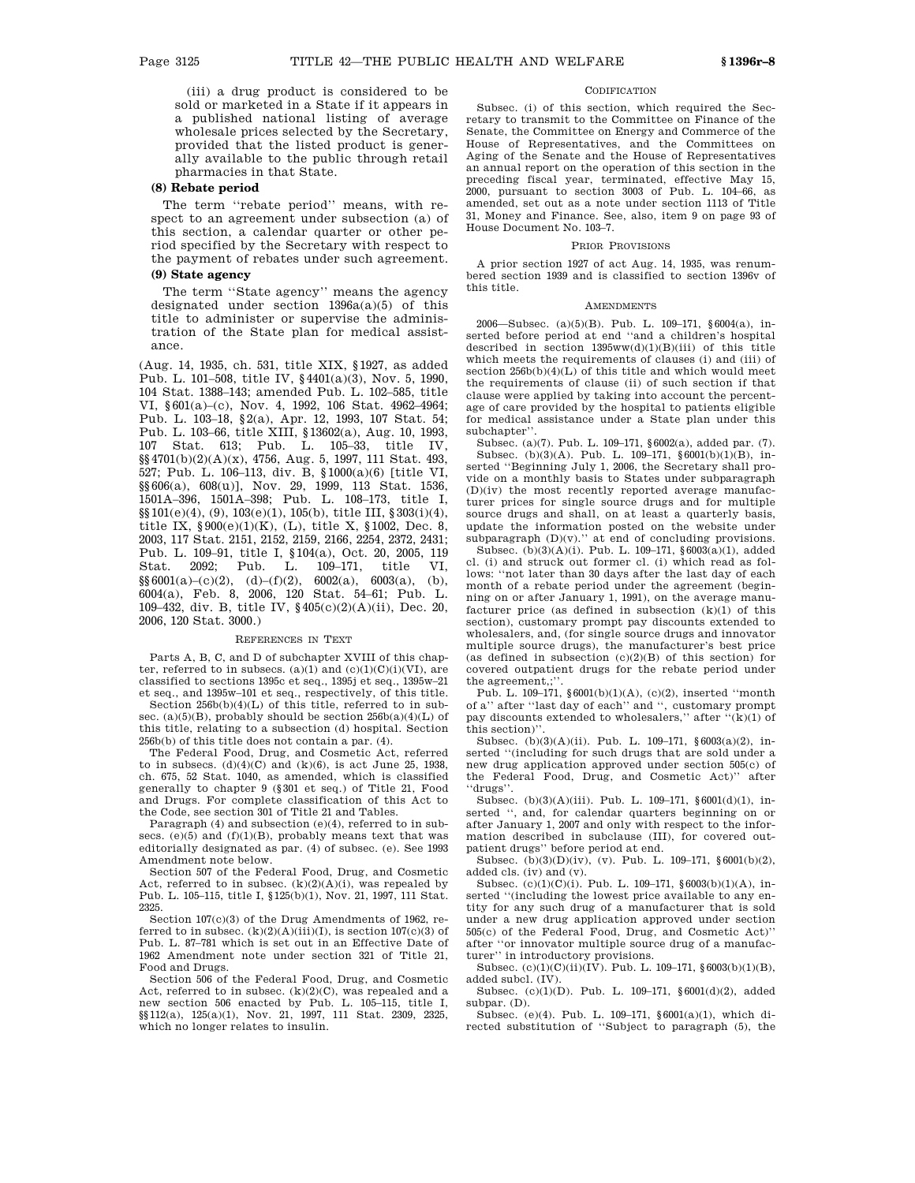(iii) a drug product is considered to be sold or marketed in a State if it appears in a published national listing of average wholesale prices selected by the Secretary, provided that the listed product is generally available to the public through retail pharmacies in that State.

**(8) Rebate period**

The term ''rebate period'' means, with respect to an agreement under subsection (a) of this section, a calendar quarter or other period specified by the Secretary with respect to the payment of rebates under such agreement.

**(9) State agency**

The term ''State agency'' means the agency designated under section 1396a(a)(5) of this title to administer or supervise the administration of the State plan for medical assistance.

(Aug. 14, 1935, ch. 531, title XIX, §1927, as added Pub. L. 101–508, title IV, §4401(a)(3), Nov. 5, 1990, 104 Stat. 1388–143; amended Pub. L. 102–585, title VI, §601(a)–(c), Nov. 4, 1992, 106 Stat. 4962–4964; Pub. L. 103–18, §2(a), Apr. 12, 1993, 107 Stat. 54; Pub. L. 103–66, title XIII, §13602(a), Aug. 10, 1993, 107 Stat. 613; Pub. L. 105–33, title IV, §§4701(b)(2)(A)(x), 4756, Aug. 5, 1997, 111 Stat. 493, 527; Pub. L. 106–113, div. B, §1000(a)(6) [title VI, §§606(a), 608(u)], Nov. 29, 1999, 113 Stat. 1536, 1501A–396, 1501A–398; Pub. L. 108–173, title I, §§101(e)(4), (9), 103(e)(1), 105(b), title III, §303(i)(4), title IX, §900(e)(1)(K), (L), title X, §1002, Dec. 8, 2003, 117 Stat. 2151, 2152, 2159, 2166, 2254, 2372, 2431; Pub. L. 109–91, title I, §104(a), Oct. 20, 2005, 119 Stat. 2092; Pub. L. 109–171, title VI, §§6001(a)–(c)(2), (d)–(f)(2), 6002(a), 6003(a), (b), 6004(a), Feb. 8, 2006, 120 Stat. 54–61; Pub. L. 109–432, div. B, title IV, §405(c)(2)(A)(ii), Dec. 20, 2006, 120 Stat. 3000.)

REFERENCES IN TEXT

Parts A, B, C, and D of subchapter XVIII of this chapter, referred to in subsecs. (a)(1) and (c)(1)(C)(i)(VI), are classified to sections 1395c et seq., 1395j et seq., 1395w–21 et seq., and 1395w–101 et seq., respectively, of this title.

Section 256b(b)(4)(L) of this title, referred to in subsec. (a)(5)(B), probably should be section 256b(a)(4)(L) of this title, relating to a subsection (d) hospital. Section 256b(b) of this title does not contain a par. (4).

The Federal Food, Drug, and Cosmetic Act, referred to in subsecs. (d)(4)(C) and (k)(6), is act June 25, 1938, ch. 675, 52 Stat. 1040, as amended, which is classified generally to chapter 9 (§301 et seq.) of Title 21, Food and Drugs. For complete classification of this Act to the Code, see section 301 of Title 21 and Tables.

Paragraph (4) and subsection (e)(4), referred to in subsecs. (e)(5) and (f)(1)(B), probably means text that was editorially designated as par. (4) of subsec. (e). See 1993 Amendment note below.

Section 507 of the Federal Food, Drug, and Cosmetic Act, referred to in subsec. (k)(2)(A)(i), was repealed by Pub. L. 105–115, title I, §125(b)(1), Nov. 21, 1997, 111 Stat. 2325.

Section 107(c)(3) of the Drug Amendments of 1962, referred to in subsec. (k)(2)(A)(iii)(I), is section 107(c)(3) of Pub. L. 87–781 which is set out in an Effective Date of 1962 Amendment note under section 321 of Title 21, Food and Drugs.

Section 506 of the Federal Food, Drug, and Cosmetic Act, referred to in subsec. (k)(2)(C), was repealed and a new section 506 enacted by Pub. L. 105–115, title I, §§112(a), 125(a)(1), Nov. 21, 1997, 111 Stat. 2309, 2325, which no longer relates to insulin.

CODIFICATION

Subsec. (i) of this section, which required the Secretary to transmit to the Committee on Finance of the Senate, the Committee on Energy and Commerce of the House of Representatives, and the Committees on Aging of the Senate and the House of Representatives an annual report on the operation of this section in the preceding fiscal year, terminated, effective May 15, 2000, pursuant to section 3003 of Pub. L. 104–66, as amended, set out as a note under section 1113 of Title 31, Money and Finance. See, also, item 9 on page 93 of House Document No. 103–7.

PRIOR PROVISIONS

A prior section 1927 of act Aug. 14, 1935, was renumbered section 1939 and is classified to section 1396v of this title.

AMENDMENTS

2006—Subsec. (a)(5)(B). Pub. L. 109–171, §6004(a), inserted before period at end ''and a children's hospital described in section 1395ww(d)(1)(B)(iii) of this title which meets the requirements of clauses (i) and (iii) of section 256b(b)(4)(L) of this title and which would meet the requirements of clause (ii) of such section if that clause were applied by taking into account the percentage of care provided by the hospital to patients eligible for medical assistance under a State plan under this subchapter''.

Subsec. (a)(7). Pub. L. 109–171, §6002(a), added par. (7).

Subsec. (b)(3)(A). Pub. L. 109–171, §6001(b)(1)(B), inserted ''Beginning July 1, 2006, the Secretary shall provide on a monthly basis to States under subparagraph (D)(iv) the most recently reported average manufacturer prices for single source drugs and for multiple source drugs and shall, on at least a quarterly basis, update the information posted on the website under subparagraph (D)(v).'' at end of concluding provisions.

Subsec. (b)(3)(A)(i). Pub. L. 109–171, §6003(a)(1), added cl. (i) and struck out former cl. (i) which read as follows: ''not later than 30 days after the last day of each month of a rebate period under the agreement (beginning on or after January 1, 1991), on the average manufacturer price (as defined in subsection (k)(1) of this section), customary prompt pay discounts extended to wholesalers, and, (for single source drugs and innovator multiple source drugs), the manufacturer's best price (as defined in subsection (c)(2)(B) of this section) for covered outpatient drugs for the rebate period under the agreement,;''.

Pub. L. 109–171, §6001(b)(1)(A), (c)(2), inserted ''month of a'' after ''last day of each'' and '', customary prompt pay discounts extended to wholesalers,'' after ''(k)(1) of this section)''.

Subsec. (b)(3)(A)(ii). Pub. L. 109–171, §6003(a)(2), inserted ''(including for such drugs that are sold under a new drug application approved under section 505(c) of the Federal Food, Drug, and Cosmetic Act)'' after ''drugs''.

Subsec. (b)(3)(A)(iii). Pub. L. 109–171, §6001(d)(1), inserted '', and, for calendar quarters beginning on or after January 1, 2007 and only with respect to the information described in subclause (III), for covered outpatient drugs'' before period at end.

Subsec. (b)(3)(D)(iv), (v). Pub. L. 109–171, §6001(b)(2), added cls. (iv) and (v).

Subsec. (c)(1)(C)(i). Pub. L. 109–171, §6003(b)(1)(A), inserted ''(including the lowest price available to any entity for any such drug of a manufacturer that is sold under a new drug application approved under section 505(c) of the Federal Food, Drug, and Cosmetic Act)'' after ''or innovator multiple source drug of a manufacturer'' in introductory provisions.

Subsec. (c)(1)(C)(ii)(IV). Pub. L. 109–171, §6003(b)(1)(B), added subcl. (IV).

Subsec. (c)(1)(D). Pub. L. 109–171, §6001(d)(2), added subpar. (D).

Subsec. (e)(4). Pub. L. 109–171, §6001(a)(1), which directed substitution of ''Subject to paragraph (5), the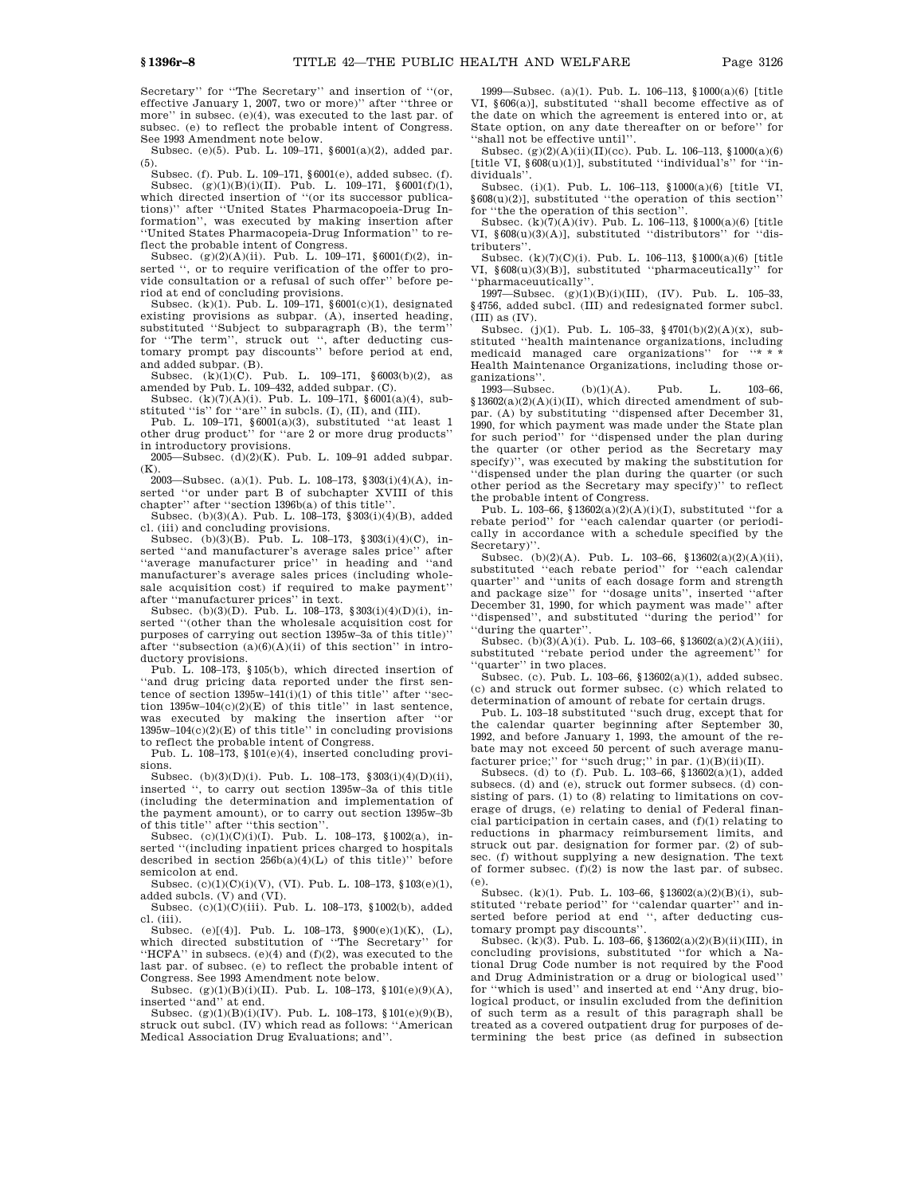Secretary'' for ''The Secretary'' and insertion of ''(or, effective January 1, 2007, two or more)'' after ''three or more'' in subsec. (e)(4), was executed to the last par. of subsec. (e) to reflect the probable intent of Congress. See 1993 Amendment note below.

Subsec. (e)(5). Pub. L. 109–171, §6001(a)(2), added par. (5).

Subsec. (f). Pub. L. 109–171, §6001(e), added subsec. (f).

Subsec. (g)(1)(B)(i)(II). Pub. L. 109–171, §6001(f)(1), which directed insertion of ''(or its successor publications)'' after ''United States Pharmacopoeia-Drug Information'', was executed by making insertion after ''United States Pharmacopeia-Drug Information'' to reflect the probable intent of Congress.

Subsec. (g)(2)(A)(ii). Pub. L. 109–171, §6001(f)(2), inserted '', or to require verification of the offer to provide consultation or a refusal of such offer'' before period at end of concluding provisions.

Subsec. (k)(1). Pub. L. 109–171, §6001(c)(1), designated existing provisions as subpar. (A), inserted heading, substituted ''Subject to subparagraph (B), the term'' for ''The term'', struck out '', after deducting customary prompt pay discounts'' before period at end, and added subpar. (B).

Subsec. (k)(1)(C). Pub. L. 109–171, §6003(b)(2), as amended by Pub. L. 109–432, added subpar. (C).

Subsec. (k)(7)(A)(i). Pub. L. 109–171, §6001(a)(4), substituted ''is'' for ''are'' in subcls. (I), (II), and (III).

Pub. L. 109–171, §6001(a)(3), substituted ''at least 1 other drug product'' for ''are 2 or more drug products'' in introductory provisions.

2005—Subsec. (d)(2)(K). Pub. L. 109–91 added subpar. (K).

2003—Subsec. (a)(1). Pub. L. 108–173, §303(i)(4)(A), inserted ''or under part B of subchapter XVIII of this chapter'' after ''section 1396b(a) of this title''.

Subsec. (b)(3)(A). Pub. L. 108–173, §303(i)(4)(B), added cl. (iii) and concluding provisions.

Subsec. (b)(3)(B). Pub. L. 108–173, §303(i)(4)(C), inserted ''and manufacturer's average sales price'' after ''average manufacturer price'' in heading and ''and manufacturer's average sales prices (including wholesale acquisition cost) if required to make payment'' after ''manufacturer prices'' in text.

Subsec. (b)(3)(D). Pub. L. 108–173, §303(i)(4)(D)(i), inserted ''(other than the wholesale acquisition cost for purposes of carrying out section 1395w–3a of this title)'' after ''subsection (a)(6)(A)(ii) of this section'' in introductory provisions.

Pub. L. 108–173, §105(b), which directed insertion of ''and drug pricing data reported under the first sentence of section 1395w–141(i)(1) of this title'' after ''section 1395w–104(c)(2)(E) of this title'' in last sentence, was executed by making the insertion after ''or 1395w–104(c)(2)(E) of this title'' in concluding provisions to reflect the probable intent of Congress.

Pub. L. 108–173, §101(e)(4), inserted concluding provisions.

Subsec. (b)(3)(D)(i). Pub. L. 108–173, §303(i)(4)(D)(ii), inserted '', to carry out section 1395w–3a of this title (including the determination and implementation of the payment amount), or to carry out section 1395w–3b of this title'' after ''this section''.

Subsec. (c)(1)(C)(i)(I). Pub. L. 108–173, §1002(a), inserted ''(including inpatient prices charged to hospitals described in section 256b(a)(4)(L) of this title)'' before semicolon at end.

Subsec. (c)(1)(C)(i)(V), (VI). Pub. L. 108–173, §103(e)(1), added subcls. (V) and (VI).

Subsec. (c)(1)(C)(iii). Pub. L. 108–173, §1002(b), added cl. (iii).

Subsec. (e)[(4)]. Pub. L. 108–173, §900(e)(1)(K), (L), which directed substitution of ''The Secretary'' for ''HCFA'' in subsecs. (e)(4) and (f)(2), was executed to the last par. of subsec. (e) to reflect the probable intent of Congress. See 1993 Amendment note below.

Subsec. (g)(1)(B)(i)(II). Pub. L. 108–173, §101(e)(9)(A), inserted ''and'' at end.

Subsec. (g)(1)(B)(i)(IV). Pub. L. 108–173, §101(e)(9)(B), struck out subcl. (IV) which read as follows: ''American Medical Association Drug Evaluations; and''.

1999—Subsec. (a)(1). Pub. L. 106–113, §1000(a)(6) [title VI, §606(a)], substituted ''shall become effective as of the date on which the agreement is entered into or, at State option, on any date thereafter on or before'' for ''shall not be effective until''.

Subsec. (g)(2)(A)(ii)(II)(cc). Pub. L. 106–113, §1000(a)(6) [title VI, §608(u)(1)], substituted ''individual's'' for ''individuals''.

Subsec. (i)(1). Pub. L. 106–113, §1000(a)(6) [title VI, §608(u)(2)], substituted ''the operation of this section'' for ''the the operation of this section''.

Subsec. (k)(7)(A)(iv). Pub. L. 106–113, §1000(a)(6) [title VI, §608(u)(3)(A)], substituted ''distributors'' for ''distributers''.

Subsec. (k)(7)(C)(i). Pub. L. 106–113, §1000(a)(6) [title VI, §608(u)(3)(B)], substituted ''pharmaceutically'' for ''pharmaceuutically''.

1997—Subsec. (g)(1)(B)(i)(III), (IV). Pub. L. 105–33, §4756, added subcl. (III) and redesignated former subcl. (III) as (IV).

Subsec. (j)(1). Pub. L. 105–33, §4701(b)(2)(A)(x), substituted ''health maintenance organizations, including medicaid managed care organizations'' for ''* * * Health Maintenance Organizations, including those organizations''.

1993—Subsec. (b)(1)(A). Pub. L. 103–66, §13602(a)(2)(A)(i)(II), which directed amendment of subpar. (A) by substituting ''dispensed after December 31, 1990, for which payment was made under the State plan for such period'' for ''dispensed under the plan during the quarter (or other period as the Secretary may specify)'', was executed by making the substitution for ''dispensed under the plan during the quarter (or such other period as the Secretary may specify)'' to reflect the probable intent of Congress.

Pub. L. 103–66, §13602(a)(2)(A)(i)(I), substituted ''for a rebate period'' for ''each calendar quarter (or periodically in accordance with a schedule specified by the Secretary)''.

Subsec. (b)(2)(A). Pub. L. 103–66, §13602(a)(2)(A)(ii), substituted ''each rebate period'' for ''each calendar quarter'' and ''units of each dosage form and strength and package size'' for ''dosage units'', inserted ''after December 31, 1990, for which payment was made'' after ''dispensed'', and substituted ''during the period'' for ''during the quarter''.

Subsec. (b)(3)(A)(i). Pub. L. 103–66, §13602(a)(2)(A)(iii), substituted ''rebate period under the agreement'' for ''quarter'' in two places.

Subsec. (c). Pub. L. 103–66, §13602(a)(1), added subsec. (c) and struck out former subsec. (c) which related to determination of amount of rebate for certain drugs.

Pub. L. 103–18 substituted ''such drug, except that for the calendar quarter beginning after September 30, 1992, and before January 1, 1993, the amount of the rebate may not exceed 50 percent of such average manufacturer price;'' for ''such drug;'' in par. (1)(B)(ii)(II).

Subsecs. (d) to (f). Pub. L. 103–66, §13602(a)(1), added subsecs. (d) and (e), struck out former subsecs. (d) consisting of pars. (1) to (8) relating to limitations on coverage of drugs, (e) relating to denial of Federal financial participation in certain cases, and (f)(1) relating to reductions in pharmacy reimbursement limits, and struck out par. designation for former par. (2) of subsec. (f) without supplying a new designation. The text of former subsec. (f)(2) is now the last par. of subsec. (e).

Subsec. (k)(1). Pub. L. 103–66, §13602(a)(2)(B)(i), substituted ''rebate period'' for ''calendar quarter'' and inserted before period at end '', after deducting customary prompt pay discounts''.

Subsec. (k)(3). Pub. L. 103–66, §13602(a)(2)(B)(ii)(III), in concluding provisions, substituted ''for which a National Drug Code number is not required by the Food and Drug Administration or a drug or biological used'' for ''which is used'' and inserted at end ''Any drug, biological product, or insulin excluded from the definition of such term as a result of this paragraph shall be treated as a covered outpatient drug for purposes of determining the best price (as defined in subsection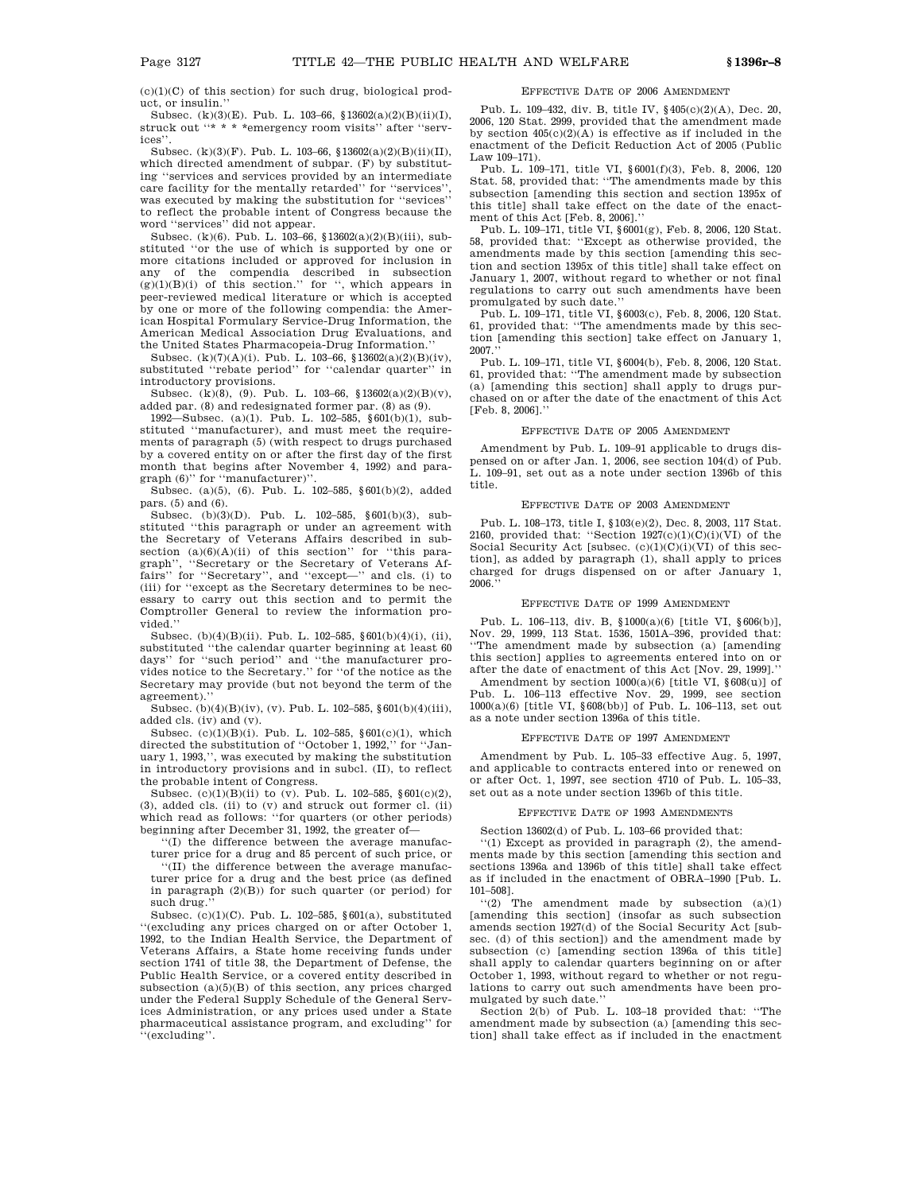(c)(1)(C) of this section) for such drug, biological product, or insulin.''

Subsec. (k)(3)(E). Pub. L. 103–66, §13602(a)(2)(B)(ii)(I), struck out ''* * * *emergency room visits'' after ''services''.

Subsec. (k)(3)(F). Pub. L. 103–66, §13602(a)(2)(B)(ii)(II), which directed amendment of subpar. (F) by substituting ''services and services provided by an intermediate care facility for the mentally retarded'' for ''services'', was executed by making the substitution for ''sevices'' to reflect the probable intent of Congress because the word ''services'' did not appear.

Subsec. (k)(6). Pub. L. 103–66, §13602(a)(2)(B)(iii), substituted ''or the use of which is supported by one or more citations included or approved for inclusion in any of the compendia described in subsection (g)(1)(B)(i) of this section.'' for '', which appears in peer-reviewed medical literature or which is accepted by one or more of the following compendia: the American Hospital Formulary Service-Drug Information, the American Medical Association Drug Evaluations, and the United States Pharmacopeia-Drug Information.''

Subsec. (k)(7)(A)(i). Pub. L. 103–66, §13602(a)(2)(B)(iv), substituted ''rebate period'' for ''calendar quarter'' in introductory provisions.

Subsec. (k)(8), (9). Pub. L. 103–66, §13602(a)(2)(B)(v), added par. (8) and redesignated former par. (8) as (9).

1992—Subsec. (a)(1). Pub. L. 102–585, §601(b)(1), substituted ''manufacturer), and must meet the requirements of paragraph (5) (with respect to drugs purchased by a covered entity on or after the first day of the first month that begins after November 4, 1992) and paragraph (6)'' for ''manufacturer)''.

Subsec. (a)(5), (6). Pub. L. 102–585, §601(b)(2), added pars. (5) and (6).

Subsec. (b)(3)(D). Pub. L. 102–585, §601(b)(3), substituted ''this paragraph or under an agreement with the Secretary of Veterans Affairs described in subsection (a)(6)(A)(ii) of this section'' for ''this paragraph'', ''Secretary or the Secretary of Veterans Affairs'' for ''Secretary'', and ''except—'' and cls. (i) to (iii) for ''except as the Secretary determines to be necessary to carry out this section and to permit the Comptroller General to review the information provided.''

Subsec. (b)(4)(B)(ii). Pub. L. 102–585, §601(b)(4)(i), (ii), substituted ''the calendar quarter beginning at least 60 days'' for ''such period'' and ''the manufacturer provides notice to the Secretary.'' for ''of the notice as the Secretary may provide (but not beyond the term of the agreement).''

Subsec. (b)(4)(B)(iv), (v). Pub. L. 102–585, §601(b)(4)(iii), added cls. (iv) and (v).

Subsec. (c)(1)(B)(i). Pub. L. 102–585, §601(c)(1), which directed the substitution of ''October 1, 1992,'' for ''January 1, 1993,'', was executed by making the substitution in introductory provisions and in subcl. (II), to reflect the probable intent of Congress.

Subsec. (c)(1)(B)(ii) to (v). Pub. L. 102–585, §601(c)(2), (3), added cls. (ii) to (v) and struck out former cl. (ii) which read as follows: ''for quarters (or other periods) beginning after December 31, 1992, the greater of—

''(I) the difference between the average manufacturer price for a drug and 85 percent of such price, or

''(II) the difference between the average manufacturer price for a drug and the best price (as defined in paragraph (2)(B)) for such quarter (or period) for such drug.''

Subsec. (c)(1)(C). Pub. L. 102–585, §601(a), substituted ''(excluding any prices charged on or after October 1, 1992, to the Indian Health Service, the Department of Veterans Affairs, a State home receiving funds under section 1741 of title 38, the Department of Defense, the Public Health Service, or a covered entity described in subsection (a)(5)(B) of this section, any prices charged under the Federal Supply Schedule of the General Services Administration, or any prices used under a State pharmaceutical assistance program, and excluding'' for ''(excluding''.

### Effective Date of 2006 Amendment

Pub. L. 109–432, div. B, title IV, §405(c)(2)(A), Dec. 20, 2006, 120 Stat. 2999, provided that the amendment made by section 405(c)(2)(A) is effective as if included in the enactment of the Deficit Reduction Act of 2005 (Public Law 109–171).

Pub. L. 109–171, title VI, §6001(f)(3), Feb. 8, 2006, 120 Stat. 58, provided that: ''The amendments made by this subsection [amending this section and section 1395x of this title] shall take effect on the date of the enactment of this Act [Feb. 8, 2006].''

Pub. L. 109–171, title VI, §6001(g), Feb. 8, 2006, 120 Stat. 58, provided that: ''Except as otherwise provided, the amendments made by this section [amending this section and section 1395x of this title] shall take effect on January 1, 2007, without regard to whether or not final regulations to carry out such amendments have been promulgated by such date.''

Pub. L. 109–171, title VI, §6003(c), Feb. 8, 2006, 120 Stat. 61, provided that: ''The amendments made by this section [amending this section] take effect on January 1, 2007.''

Pub. L. 109–171, title VI, §6004(b), Feb. 8, 2006, 120 Stat. 61, provided that: ''The amendment made by subsection (a) [amending this section] shall apply to drugs purchased on or after the date of the enactment of this Act [Feb. 8, 2006].''

### Effective Date of 2005 Amendment

Amendment by Pub. L. 109–91 applicable to drugs dispensed on or after Jan. 1, 2006, see section 104(d) of Pub. L. 109–91, set out as a note under section 1396b of this title.

### Effective Date of 2003 Amendment

Pub. L. 108–173, title I, §103(e)(2), Dec. 8, 2003, 117 Stat. 2160, provided that: ''Section 1927(c)(1)(C)(i)(VI) of the Social Security Act [subsec. (c)(1)(C)(i)(VI) of this section], as added by paragraph (1), shall apply to prices charged for drugs dispensed on or after January 1, 2006.''

### Effective Date of 1999 Amendment

Pub. L. 106–113, div. B, §1000(a)(6) [title VI, §606(b)], Nov. 29, 1999, 113 Stat. 1536, 1501A–396, provided that: ''The amendment made by subsection (a) [amending this section] applies to agreements entered into on or after the date of enactment of this Act [Nov. 29, 1999].''

Amendment by section 1000(a)(6) [title VI, §608(u)] of Pub. L. 106–113 effective Nov. 29, 1999, see section 1000(a)(6) [title VI, §608(bb)] of Pub. L. 106–113, set out as a note under section 1396a of this title.

### Effective Date of 1997 Amendment

Amendment by Pub. L. 105–33 effective Aug. 5, 1997, and applicable to contracts entered into or renewed on or after Oct. 1, 1997, see section 4710 of Pub. L. 105–33, set out as a note under section 1396b of this title.

### Effective Date of 1993 Amendments

Section 13602(d) of Pub. L. 103–66 provided that:

''(1) Except as provided in paragraph (2), the amendments made by this section [amending this section and sections 1396a and 1396b of this title] shall take effect as if included in the enactment of OBRA–1990 [Pub. L. 101–508].

''(2) The amendment made by subsection (a)(1) [amending this section] (insofar as such subsection amends section 1927(d) of the Social Security Act [subsec. (d) of this section]) and the amendment made by subsection (c) [amending section 1396a of this title] shall apply to calendar quarters beginning on or after October 1, 1993, without regard to whether or not regulations to carry out such amendments have been promulgated by such date.''

Section 2(b) of Pub. L. 103–18 provided that: ''The amendment made by subsection (a) [amending this section] shall take effect as if included in the enactment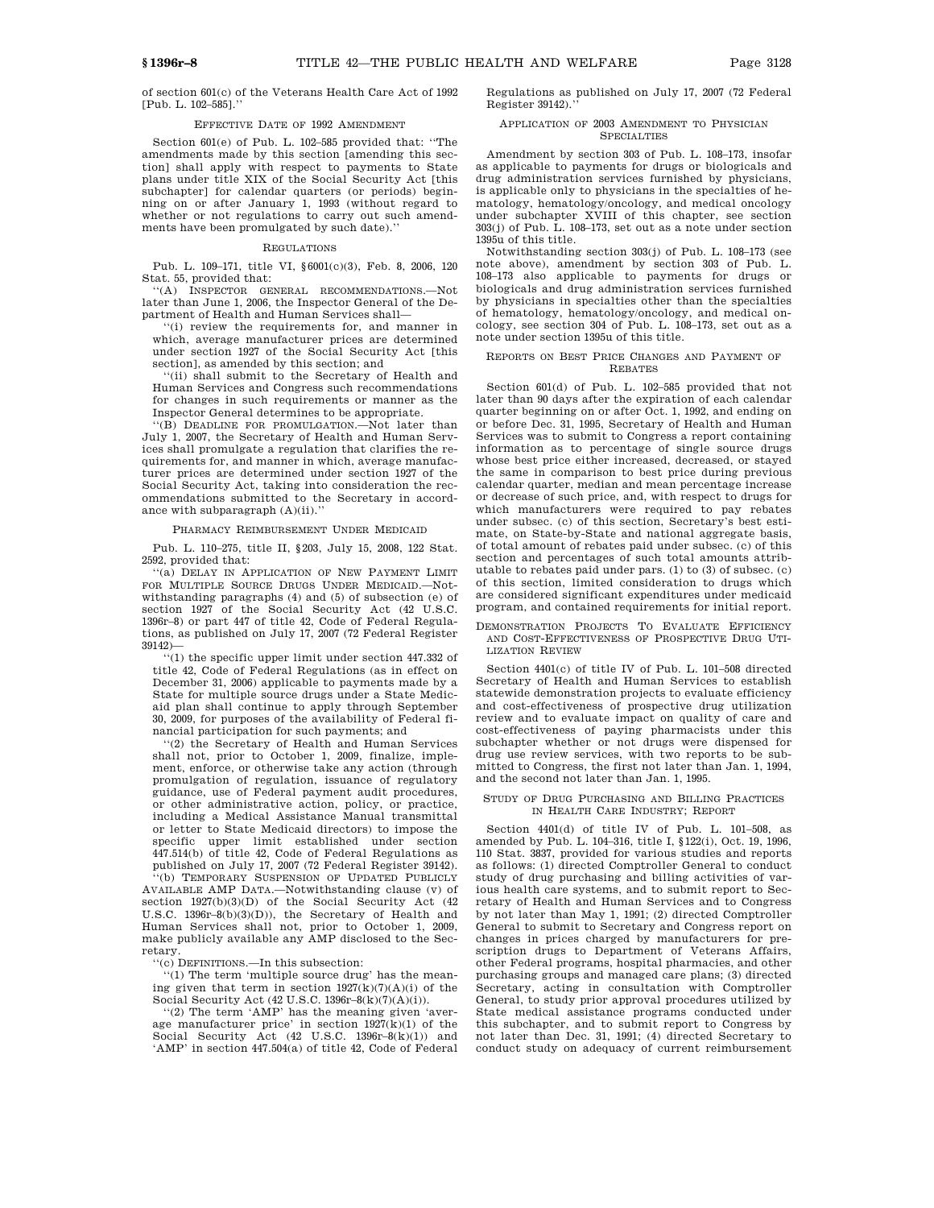of section 601(c) of the Veterans Health Care Act of 1992 [Pub. L. 102–585].''

### EFFECTIVE DATE OF 1992 AMENDMENT

Section 601(e) of Pub. L. 102–585 provided that: ''The amendments made by this section [amending this section] shall apply with respect to payments to State plans under title XIX of the Social Security Act [this subchapter] for calendar quarters (or periods) beginning on or after January 1, 1993 (without regard to whether or not regulations to carry out such amendments have been promulgated by such date).''

### REGULATIONS

Pub. L. 109–171, title VI, §6001(c)(3), Feb. 8, 2006, 120 Stat. 55, provided that:

''(A) INSPECTOR GENERAL RECOMMENDATIONS.—Not later than June 1, 2006, the Inspector General of the Department of Health and Human Services shall—

''(i) review the requirements for, and manner in which, average manufacturer prices are determined under section 1927 of the Social Security Act [this section], as amended by this section; and

''(ii) shall submit to the Secretary of Health and Human Services and Congress such recommendations for changes in such requirements or manner as the Inspector General determines to be appropriate.

''(B) DEADLINE FOR PROMULGATION.—Not later than July 1, 2007, the Secretary of Health and Human Services shall promulgate a regulation that clarifies the requirements for, and manner in which, average manufacturer prices are determined under section 1927 of the Social Security Act, taking into consideration the recommendations submitted to the Secretary in accordance with subparagraph (A)(ii).''

### PHARMACY REIMBURSEMENT UNDER MEDICAID

Pub. L. 110–275, title II, §203, July 15, 2008, 122 Stat. 2592, provided that:

''(a) DELAY IN APPLICATION OF NEW PAYMENT LIMIT FOR MULTIPLE SOURCE DRUGS UNDER MEDICAID.—Notwithstanding paragraphs (4) and (5) of subsection (e) of section 1927 of the Social Security Act (42 U.S.C. 1396r–8) or part 447 of title 42, Code of Federal Regulations, as published on July 17, 2007 (72 Federal Register 39142)—

''(1) the specific upper limit under section 447.332 of title 42, Code of Federal Regulations (as in effect on December 31, 2006) applicable to payments made by a State for multiple source drugs under a State Medicaid plan shall continue to apply through September 30, 2009, for purposes of the availability of Federal financial participation for such payments; and

''(2) the Secretary of Health and Human Services shall not, prior to October 1, 2009, finalize, implement, enforce, or otherwise take any action (through promulgation of regulation, issuance of regulatory guidance, use of Federal payment audit procedures, or other administrative action, policy, or practice, including a Medical Assistance Manual transmittal or letter to State Medicaid directors) to impose the specific upper limit established under section 447.514(b) of title 42, Code of Federal Regulations as published on July 17, 2007 (72 Federal Register 39142).

''(b) TEMPORARY SUSPENSION OF UPDATED PUBLICLY AVAILABLE AMP DATA.—Notwithstanding clause (v) of section 1927(b)(3)(D) of the Social Security Act (42 U.S.C. 1396r–8(b)(3)(D)), the Secretary of Health and Human Services shall not, prior to October 1, 2009, make publicly available any AMP disclosed to the Secretary.

''(c) DEFINITIONS.—In this subsection:

''(1) The term 'multiple source drug' has the meaning given that term in section 1927(k)(7)(A)(i) of the Social Security Act (42 U.S.C. 1396r–8(k)(7)(A)(i)).

''(2) The term 'AMP' has the meaning given 'average manufacturer price' in section 1927(k)(1) of the Social Security Act (42 U.S.C. 1396r–8(k)(1)) and 'AMP' in section 447.504(a) of title 42, Code of Federal Regulations as published on July 17, 2007 (72 Federal Register 39142).''

### APPLICATION OF 2003 AMENDMENT TO PHYSICIAN SPECIALTIES

Amendment by section 303 of Pub. L. 108–173, insofar as applicable to payments for drugs or biologicals and drug administration services furnished by physicians, is applicable only to physicians in the specialties of hematology, hematology/oncology, and medical oncology under subchapter XVIII of this chapter, see section 303(j) of Pub. L. 108–173, set out as a note under section 1395u of this title.

Notwithstanding section 303(j) of Pub. L. 108–173 (see note above), amendment by section 303 of Pub. L. 108–173 also applicable to payments for drugs or biologicals and drug administration services furnished by physicians in specialties other than the specialties of hematology, hematology/oncology, and medical oncology, see section 304 of Pub. L. 108–173, set out as a note under section 1395u of this title.

### REPORTS ON BEST PRICE CHANGES AND PAYMENT OF REBATES

Section 601(d) of Pub. L. 102–585 provided that not later than 90 days after the expiration of each calendar quarter beginning on or after Oct. 1, 1992, and ending on or before Dec. 31, 1995, Secretary of Health and Human Services was to submit to Congress a report containing information as to percentage of single source drugs whose best price either increased, decreased, or stayed the same in comparison to best price during previous calendar quarter, median and mean percentage increase or decrease of such price, and, with respect to drugs for which manufacturers were required to pay rebates under subsec. (c) of this section, Secretary's best estimate, on State-by-State and national aggregate basis, of total amount of rebates paid under subsec. (c) of this section and percentages of such total amounts attributable to rebates paid under pars. (1) to (3) of subsec. (c) of this section, limited consideration to drugs which are considered significant expenditures under medicaid program, and contained requirements for initial report.

### DEMONSTRATION PROJECTS TO EVALUATE EFFICIENCY AND COST-EFFECTIVENESS OF PROSPECTIVE DRUG UTILIZATION REVIEW

Section 4401(c) of title IV of Pub. L. 101–508 directed Secretary of Health and Human Services to establish statewide demonstration projects to evaluate efficiency and cost-effectiveness of prospective drug utilization review and to evaluate impact on quality of care and cost-effectiveness of paying pharmacists under this subchapter whether or not drugs were dispensed for drug use review services, with two reports to be submitted to Congress, the first not later than Jan. 1, 1994, and the second not later than Jan. 1, 1995.

### STUDY OF DRUG PURCHASING AND BILLING PRACTICES IN HEALTH CARE INDUSTRY; REPORT

Section 4401(d) of title IV of Pub. L. 101–508, as amended by Pub. L. 104–316, title I, §122(i), Oct. 19, 1996, 110 Stat. 3837, provided for various studies and reports as follows: (1) directed Comptroller General to conduct study of drug purchasing and billing activities of various health care systems, and to submit report to Secretary of Health and Human Services and to Congress by not later than May 1, 1991; (2) directed Comptroller General to submit to Secretary and Congress report on changes in prices charged by manufacturers for prescription drugs to Department of Veterans Affairs, other Federal programs, hospital pharmacies, and other purchasing groups and managed care plans; (3) directed Secretary, acting in consultation with Comptroller General, to study prior approval procedures utilized by State medical assistance programs conducted under this subchapter, and to submit report to Congress by not later than Dec. 31, 1991; (4) directed Secretary to conduct study on adequacy of current reimbursement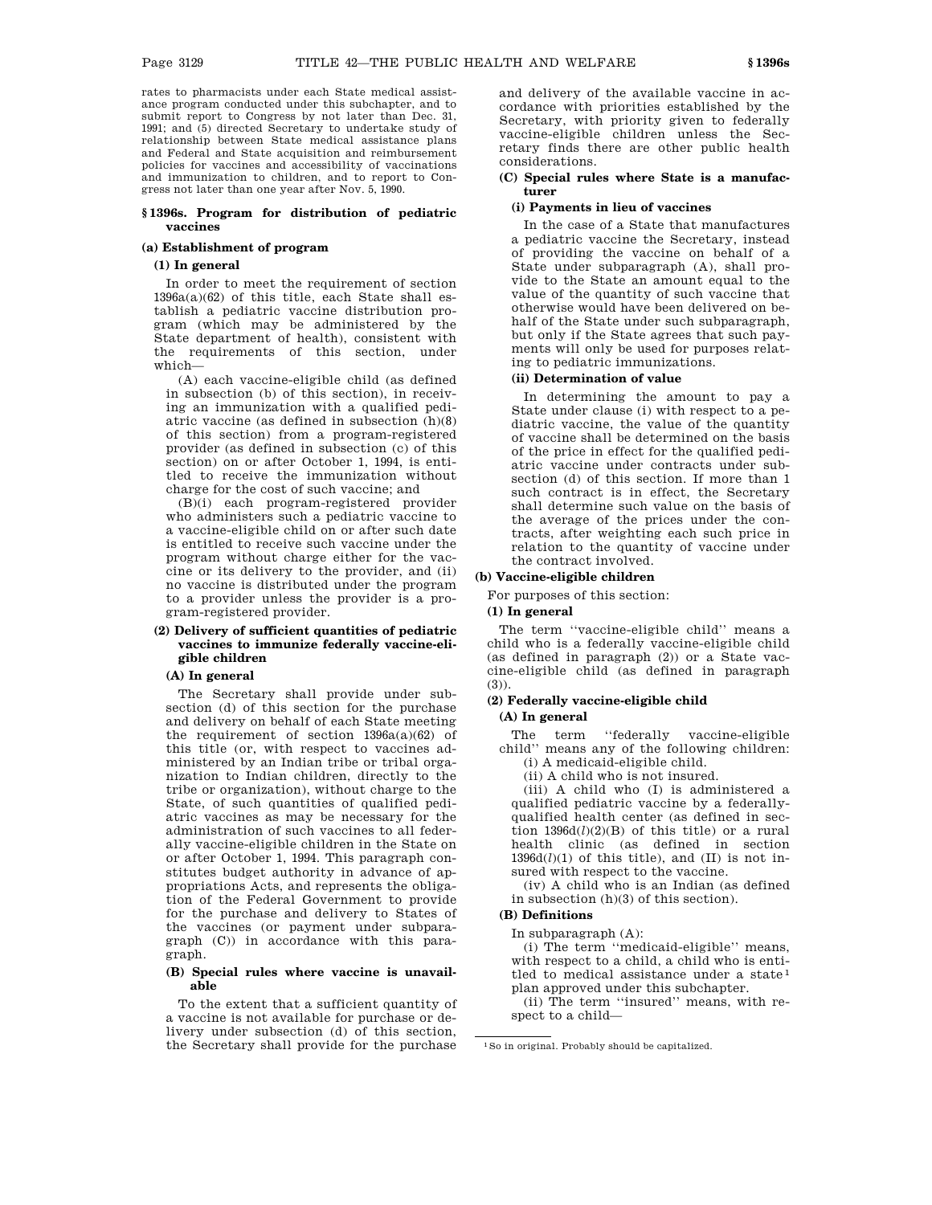rates to pharmacists under each State medical assistance program conducted under this subchapter, and to submit report to Congress by not later than Dec. 31, 1991; and (5) directed Secretary to undertake study of relationship between State medical assistance plans and Federal and State acquisition and reimbursement policies for vaccines and accessibility of vaccinations and immunization to children, and to report to Congress not later than one year after Nov. 5, 1990.

## § 1396s. Program for distribution of pediatric vaccines

### (a) Establishment of program

#### (1) In general

In order to meet the requirement of section 1396a(a)(62) of this title, each State shall establish a pediatric vaccine distribution program (which may be administered by the State department of health), consistent with the requirements of this section, under which—

(A) each vaccine-eligible child (as defined in subsection (b) of this section), in receiving an immunization with a qualified pediatric vaccine (as defined in subsection (h)(8) of this section) from a program-registered provider (as defined in subsection (c) of this section) on or after October 1, 1994, is entitled to receive the immunization without charge for the cost of such vaccine; and

(B)(i) each program-registered provider who administers such a pediatric vaccine to a vaccine-eligible child on or after such date is entitled to receive such vaccine under the program without charge either for the vaccine or its delivery to the provider, and (ii) no vaccine is distributed under the program to a provider unless the provider is a program-registered provider.

#### (2) Delivery of sufficient quantities of pediatric vaccines to immunize federally vaccine-eligible children

##### (A) In general

The Secretary shall provide under subsection (d) of this section for the purchase and delivery on behalf of each State meeting the requirement of section 1396a(a)(62) of this title (or, with respect to vaccines administered by an Indian tribe or tribal organization to Indian children, directly to the tribe or organization), without charge to the State, of such quantities of qualified pediatric vaccines as may be necessary for the administration of such vaccines to all federally vaccine-eligible children in the State on or after October 1, 1994. This paragraph constitutes budget authority in advance of appropriations Acts, and represents the obligation of the Federal Government to provide for the purchase and delivery to States of the vaccines (or payment under subparagraph (C)) in accordance with this paragraph.

##### (B) Special rules where vaccine is unavailable

To the extent that a sufficient quantity of a vaccine is not available for purchase or delivery under subsection (d) of this section, the Secretary shall provide for the purchase and delivery of the available vaccine in accordance with priorities established by the Secretary, with priority given to federally vaccine-eligible children unless the Secretary finds there are other public health considerations.

##### (C) Special rules where State is a manufacturer

###### (i) Payments in lieu of vaccines

In the case of a State that manufactures a pediatric vaccine the Secretary, instead of providing the vaccine on behalf of a State under subparagraph (A), shall provide to the State an amount equal to the value of the quantity of such vaccine that otherwise would have been delivered on behalf of the State under such subparagraph, but only if the State agrees that such payments will only be used for purposes relating to pediatric immunizations.

###### (ii) Determination of value

In determining the amount to pay a State under clause (i) with respect to a pediatric vaccine, the value of the quantity of vaccine shall be determined on the basis of the price in effect for the qualified pediatric vaccine under contracts under subsection (d) of this section. If more than 1 such contract is in effect, the Secretary shall determine such value on the basis of the average of the prices under the contracts, after weighting each such price in relation to the quantity of vaccine under the contract involved.

### (b) Vaccine-eligible children

For purposes of this section:

#### (1) In general

The term "vaccine-eligible child" means a child who is a federally vaccine-eligible child (as defined in paragraph (2)) or a State vaccine-eligible child (as defined in paragraph (3)).

#### (2) Federally vaccine-eligible child

##### (A) In general

The term "federally vaccine-eligible child" means any of the following children:

(i) A medicaid-eligible child.

(ii) A child who is not insured.

(iii) A child who (I) is administered a qualified pediatric vaccine by a federally-qualified health center (as defined in section 1396d(*l*)(2)(B) of this title) or a rural health clinic (as defined in section 1396d(*l*)(1) of this title), and (II) is not insured with respect to the vaccine.

(iv) A child who is an Indian (as defined in subsection (h)(3) of this section).

##### (B) Definitions

In subparagraph (A):

(i) The term "medicaid-eligible" means, with respect to a child, a child who is entitled to medical assistance under a state[1] plan approved under this subchapter.

(ii) The term "insured" means, with respect to a child—

---

[1] So in original. Probably should be capitalized.